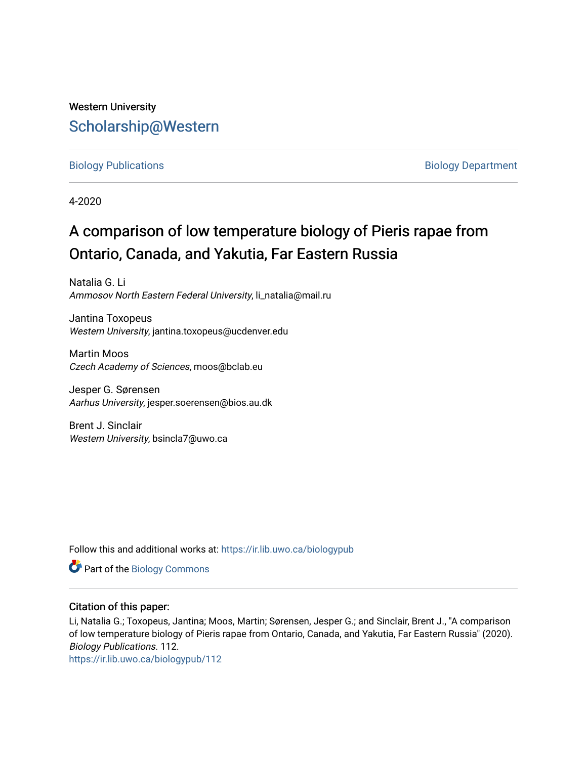Western University

# Scholarship@Western

Biology Publications | Biology Department

4-2020

# A comparison of low temperature biology of Pieris rapae from Ontario, Canada, and Yakutia, Far Eastern Russia

Natalia G. Li
*Ammosov North Eastern Federal University*, li_natalia@mail.ru

Jantina Toxopeus
*Western University*, jantina.toxopeus@ucdenver.edu

Martin Moos
*Czech Academy of Sciences*, moos@bclab.eu

Jesper G. Sørensen
*Aarhus University*, jesper.soerensen@bios.au.dk

Brent J. Sinclair
*Western University*, bsincla7@uwo.ca

Follow this and additional works at: https://ir.lib.uwo.ca/biologypub

Part of the Biology Commons

## Citation of this paper:

Li, Natalia G.; Toxopeus, Jantina; Moos, Martin; Sørensen, Jesper G.; and Sinclair, Brent J., "A comparison of low temperature biology of Pieris rapae from Ontario, Canada, and Yakutia, Far Eastern Russia" (2020). *Biology Publications*. 112.
https://ir.lib.uwo.ca/biologypub/112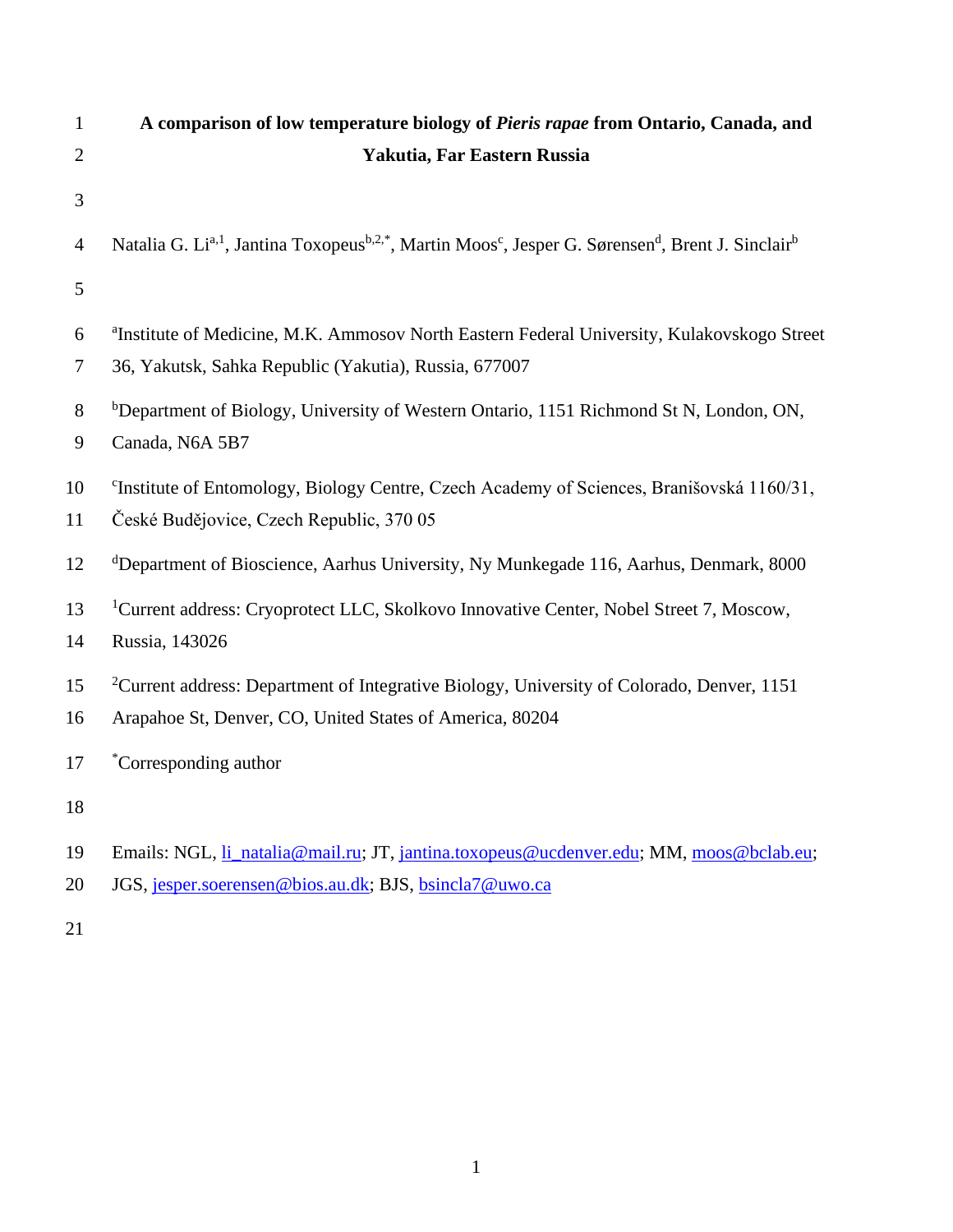# A comparison of low temperature biology of *Pieris rapae* from Ontario, Canada, and Yakutia, Far Eastern Russia

Natalia G. Li[a,1], Jantina Toxopeus[b,2,*], Martin Moos[c], Jesper G. Sørensen[d], Brent J. Sinclair[b]

[a]Institute of Medicine, M.K. Ammosov North Eastern Federal University, Kulakovskogo Street 36, Yakutsk, Sahka Republic (Yakutia), Russia, 677007

[b]Department of Biology, University of Western Ontario, 1151 Richmond St N, London, ON, Canada, N6A 5B7

[c]Institute of Entomology, Biology Centre, Czech Academy of Sciences, Branišovská 1160/31, České Budějovice, Czech Republic, 370 05

[d]Department of Bioscience, Aarhus University, Ny Munkegade 116, Aarhus, Denmark, 8000

[1]Current address: Cryoprotect LLC, Skolkovo Innovative Center, Nobel Street 7, Moscow, Russia, 143026

[2]Current address: Department of Integrative Biology, University of Colorado, Denver, 1151 Arapahoe St, Denver, CO, United States of America, 80204

[*]Corresponding author

Emails: NGL, li_natalia@mail.ru; JT, jantina.toxopeus@ucdenver.edu; MM, moos@bclab.eu; JGS, jesper.soerensen@bios.au.dk; BJS, bsincla7@uwo.ca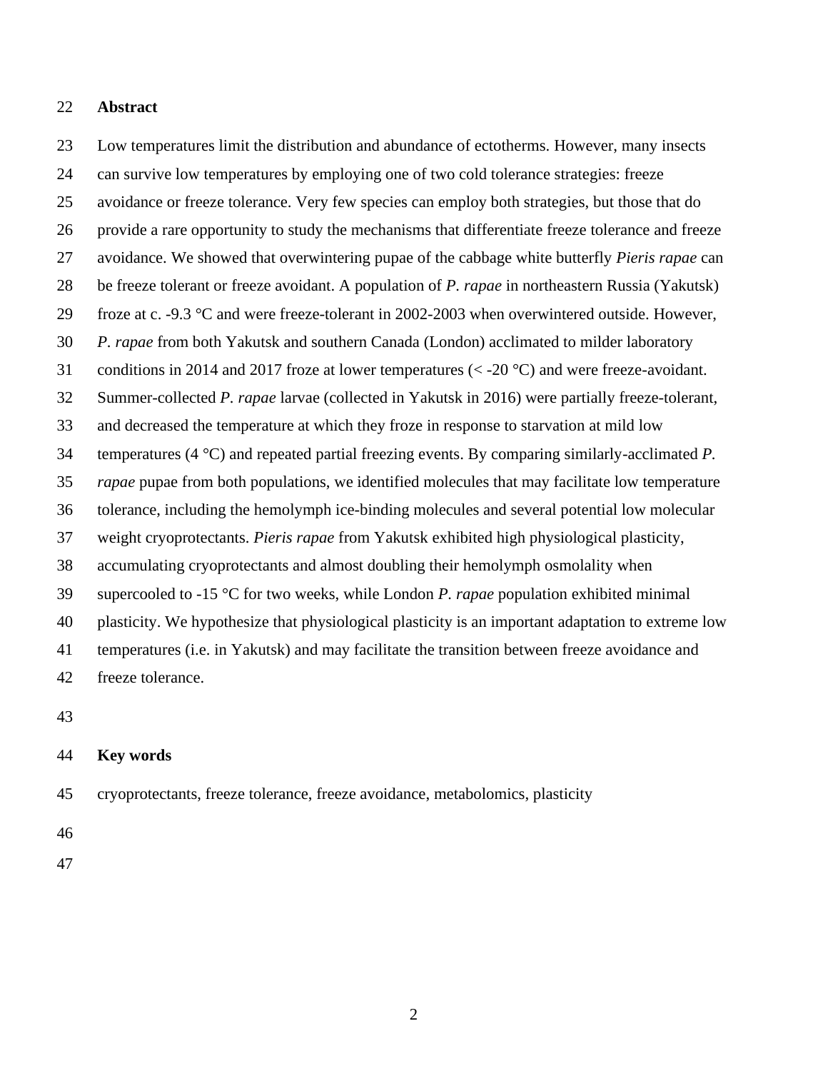## Abstract

Low temperatures limit the distribution and abundance of ectotherms. However, many insects can survive low temperatures by employing one of two cold tolerance strategies: freeze avoidance or freeze tolerance. Very few species can employ both strategies, but those that do provide a rare opportunity to study the mechanisms that differentiate freeze tolerance and freeze avoidance. We showed that overwintering pupae of the cabbage white butterfly *Pieris rapae* can be freeze tolerant or freeze avoidant. A population of *P. rapae* in northeastern Russia (Yakutsk) froze at c. -9.3 °C and were freeze-tolerant in 2002-2003 when overwintered outside. However, *P. rapae* from both Yakutsk and southern Canada (London) acclimated to milder laboratory conditions in 2014 and 2017 froze at lower temperatures (< -20 °C) and were freeze-avoidant. Summer-collected *P. rapae* larvae (collected in Yakutsk in 2016) were partially freeze-tolerant, and decreased the temperature at which they froze in response to starvation at mild low temperatures (4 °C) and repeated partial freezing events. By comparing similarly-acclimated *P. rapae* pupae from both populations, we identified molecules that may facilitate low temperature tolerance, including the hemolymph ice-binding molecules and several potential low molecular weight cryoprotectants. *Pieris rapae* from Yakutsk exhibited high physiological plasticity, accumulating cryoprotectants and almost doubling their hemolymph osmolality when supercooled to -15 °C for two weeks, while London *P. rapae* population exhibited minimal plasticity. We hypothesize that physiological plasticity is an important adaptation to extreme low temperatures (i.e. in Yakutsk) and may facilitate the transition between freeze avoidance and freeze tolerance.

## Key words

cryoprotectants, freeze tolerance, freeze avoidance, metabolomics, plasticity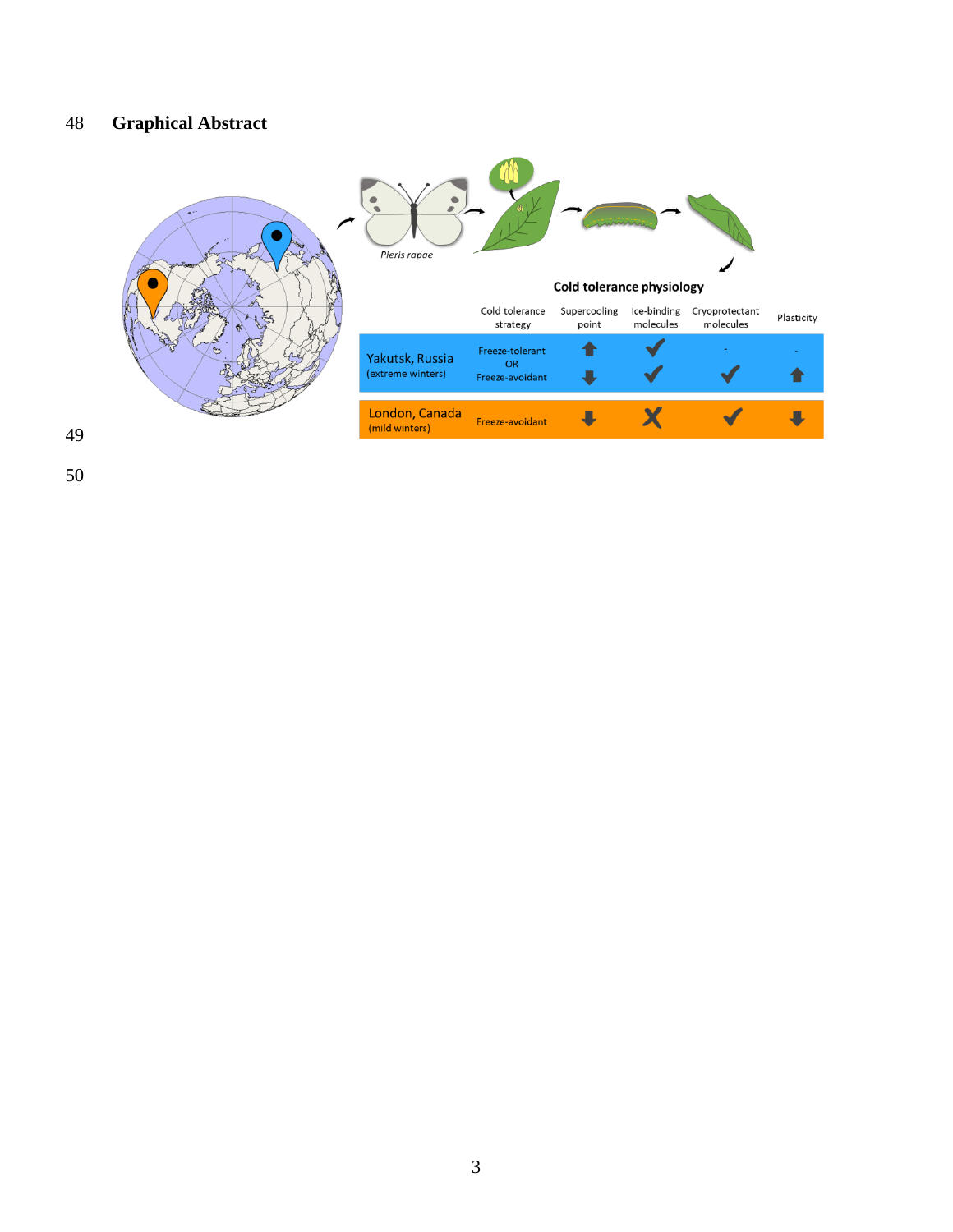# Graphical Abstract

*Pieris rapae*

**Cold tolerance physiology**

| | Cold tolerance strategy | Supercooling point | Ice-binding molecules | Cryoprotectant molecules | Plasticity |
|---|---|---|---|---|---|
| Yakutsk, Russia (extreme winters) | Freeze-tolerant | ⬆ | ✔ | - | - |
| | OR | | | | |
| | Freeze-avoidant | ⬇ | ✔ | ✔ | ⬆ |
| London, Canada (mild winters) | Freeze-avoidant | ⬇ | ✘ | ✔ | ⬇ |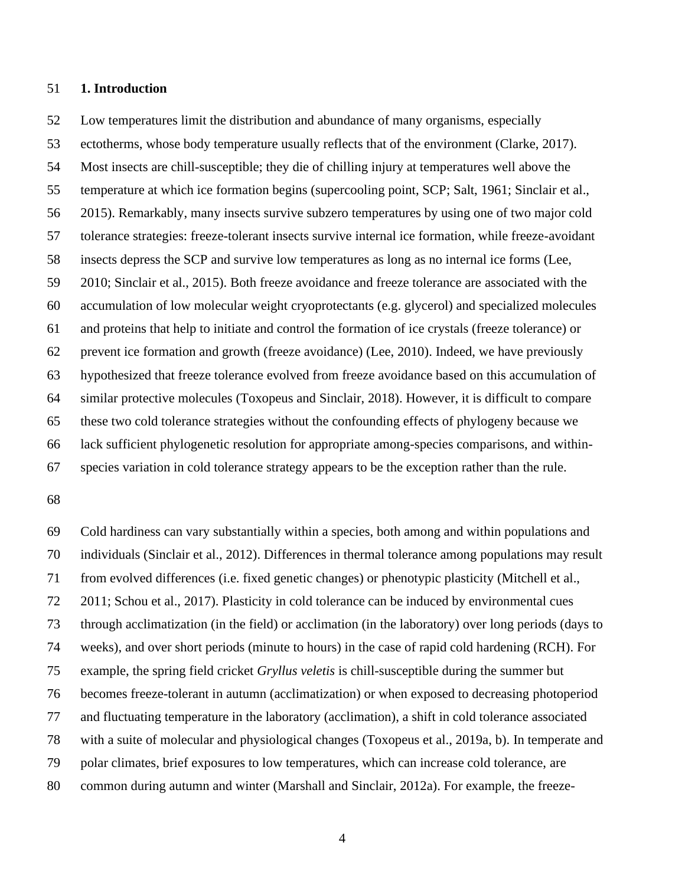## 1. Introduction

Low temperatures limit the distribution and abundance of many organisms, especially ectotherms, whose body temperature usually reflects that of the environment (Clarke, 2017). Most insects are chill-susceptible; they die of chilling injury at temperatures well above the temperature at which ice formation begins (supercooling point, SCP; Salt, 1961; Sinclair et al., 2015). Remarkably, many insects survive subzero temperatures by using one of two major cold tolerance strategies: freeze-tolerant insects survive internal ice formation, while freeze-avoidant insects depress the SCP and survive low temperatures as long as no internal ice forms (Lee, 2010; Sinclair et al., 2015). Both freeze avoidance and freeze tolerance are associated with the accumulation of low molecular weight cryoprotectants (e.g. glycerol) and specialized molecules and proteins that help to initiate and control the formation of ice crystals (freeze tolerance) or prevent ice formation and growth (freeze avoidance) (Lee, 2010). Indeed, we have previously hypothesized that freeze tolerance evolved from freeze avoidance based on this accumulation of similar protective molecules (Toxopeus and Sinclair, 2018). However, it is difficult to compare these two cold tolerance strategies without the confounding effects of phylogeny because we lack sufficient phylogenetic resolution for appropriate among-species comparisons, and within-species variation in cold tolerance strategy appears to be the exception rather than the rule.

Cold hardiness can vary substantially within a species, both among and within populations and individuals (Sinclair et al., 2012). Differences in thermal tolerance among populations may result from evolved differences (i.e. fixed genetic changes) or phenotypic plasticity (Mitchell et al., 2011; Schou et al., 2017). Plasticity in cold tolerance can be induced by environmental cues through acclimatization (in the field) or acclimation (in the laboratory) over long periods (days to weeks), and over short periods (minute to hours) in the case of rapid cold hardening (RCH). For example, the spring field cricket *Gryllus veletis* is chill-susceptible during the summer but becomes freeze-tolerant in autumn (acclimatization) or when exposed to decreasing photoperiod and fluctuating temperature in the laboratory (acclimation), a shift in cold tolerance associated with a suite of molecular and physiological changes (Toxopeus et al., 2019a, b). In temperate and polar climates, brief exposures to low temperatures, which can increase cold tolerance, are common during autumn and winter (Marshall and Sinclair, 2012a). For example, the freeze-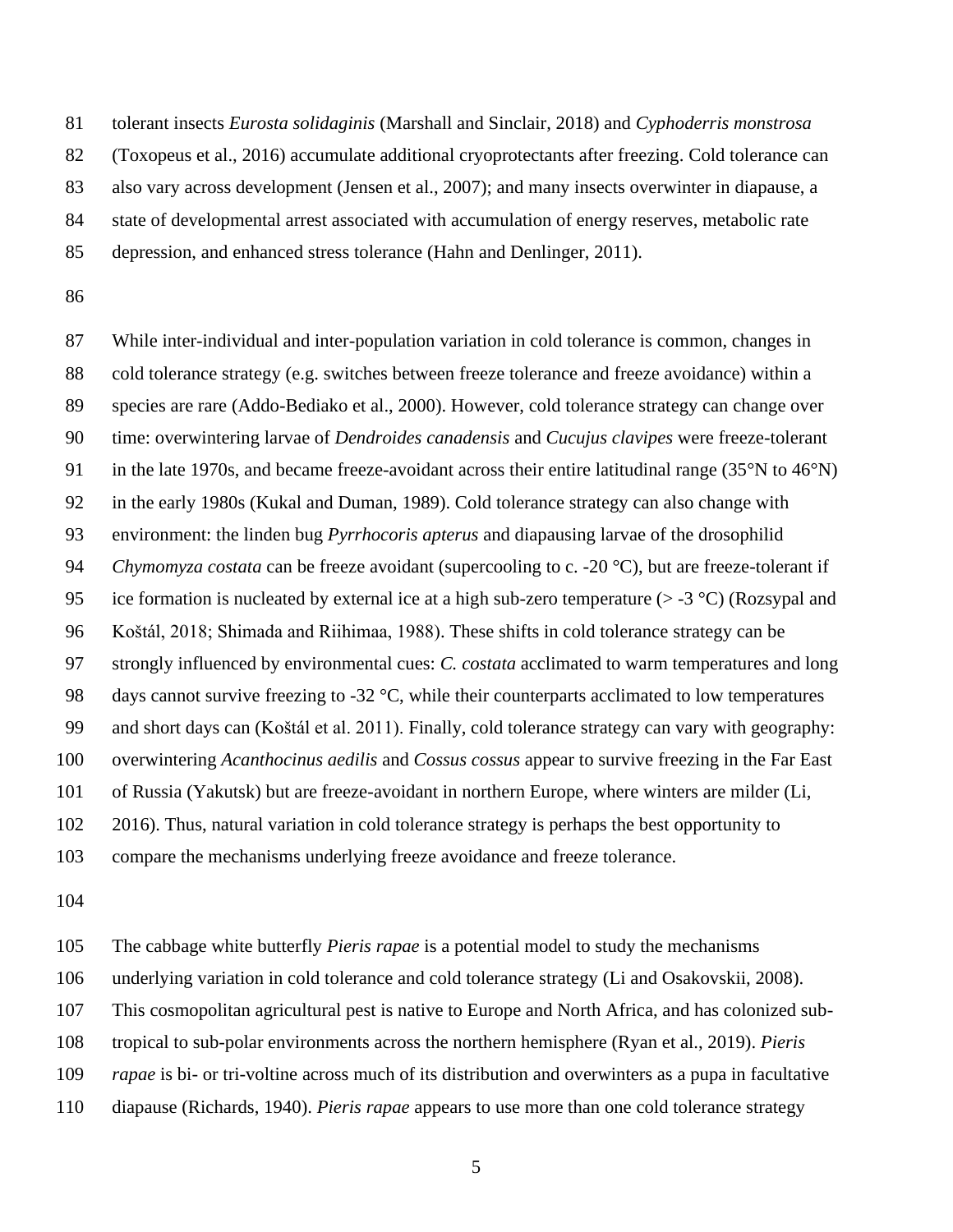tolerant insects *Eurosta solidaginis* (Marshall and Sinclair, 2018) and *Cyphoderris monstrosa* (Toxopeus et al., 2016) accumulate additional cryoprotectants after freezing. Cold tolerance can also vary across development (Jensen et al., 2007); and many insects overwinter in diapause, a state of developmental arrest associated with accumulation of energy reserves, metabolic rate depression, and enhanced stress tolerance (Hahn and Denlinger, 2011).

While inter-individual and inter-population variation in cold tolerance is common, changes in cold tolerance strategy (e.g. switches between freeze tolerance and freeze avoidance) within a species are rare (Addo-Bediako et al., 2000). However, cold tolerance strategy can change over time: overwintering larvae of *Dendroides canadensis* and *Cucujus clavipes* were freeze-tolerant in the late 1970s, and became freeze-avoidant across their entire latitudinal range (35°N to 46°N) in the early 1980s (Kukal and Duman, 1989). Cold tolerance strategy can also change with environment: the linden bug *Pyrrhocoris apterus* and diapausing larvae of the drosophilid *Chymomyza costata* can be freeze avoidant (supercooling to c. -20 °C), but are freeze-tolerant if ice formation is nucleated by external ice at a high sub-zero temperature (> -3 °C) (Rozsypal and Koštál, 2018; Shimada and Riihimaa, 1988). These shifts in cold tolerance strategy can be strongly influenced by environmental cues: *C. costata* acclimated to warm temperatures and long days cannot survive freezing to -32 °C, while their counterparts acclimated to low temperatures and short days can (Koštál et al. 2011). Finally, cold tolerance strategy can vary with geography: overwintering *Acanthocinus aedilis* and *Cossus cossus* appear to survive freezing in the Far East of Russia (Yakutsk) but are freeze-avoidant in northern Europe, where winters are milder (Li, 2016). Thus, natural variation in cold tolerance strategy is perhaps the best opportunity to compare the mechanisms underlying freeze avoidance and freeze tolerance.

The cabbage white butterfly *Pieris rapae* is a potential model to study the mechanisms underlying variation in cold tolerance and cold tolerance strategy (Li and Osakovskii, 2008). This cosmopolitan agricultural pest is native to Europe and North Africa, and has colonized sub-tropical to sub-polar environments across the northern hemisphere (Ryan et al., 2019). *Pieris rapae* is bi- or tri-voltine across much of its distribution and overwinters as a pupa in facultative diapause (Richards, 1940). *Pieris rapae* appears to use more than one cold tolerance strategy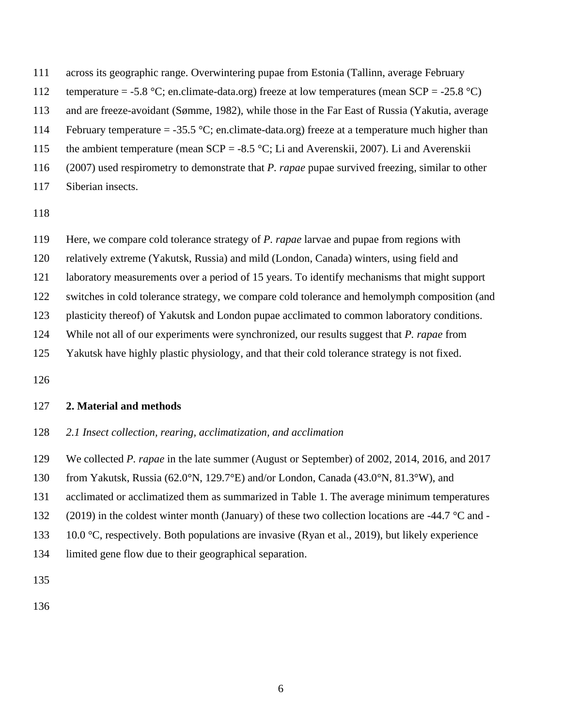across its geographic range. Overwintering pupae from Estonia (Tallinn, average February temperature = -5.8 °C; en.climate-data.org) freeze at low temperatures (mean SCP = -25.8 °C) and are freeze-avoidant (Sømme, 1982), while those in the Far East of Russia (Yakutia, average February temperature = -35.5 °C; en.climate-data.org) freeze at a temperature much higher than the ambient temperature (mean SCP = -8.5 °C; Li and Averenskii, 2007). Li and Averenskii (2007) used respirometry to demonstrate that *P. rapae* pupae survived freezing, similar to other Siberian insects.

Here, we compare cold tolerance strategy of *P. rapae* larvae and pupae from regions with relatively extreme (Yakutsk, Russia) and mild (London, Canada) winters, using field and laboratory measurements over a period of 15 years. To identify mechanisms that might support switches in cold tolerance strategy, we compare cold tolerance and hemolymph composition (and plasticity thereof) of Yakutsk and London pupae acclimated to common laboratory conditions. While not all of our experiments were synchronized, our results suggest that *P. rapae* from Yakutsk have highly plastic physiology, and that their cold tolerance strategy is not fixed.

## 2. Material and methods

### *2.1 Insect collection, rearing, acclimatization, and acclimation*

We collected *P. rapae* in the late summer (August or September) of 2002, 2014, 2016, and 2017 from Yakutsk, Russia (62.0°N, 129.7°E) and/or London, Canada (43.0°N, 81.3°W), and acclimated or acclimatized them as summarized in Table 1. The average minimum temperatures (2019) in the coldest winter month (January) of these two collection locations are -44.7 °C and -10.0 °C, respectively. Both populations are invasive (Ryan et al., 2019), but likely experience limited gene flow due to their geographical separation.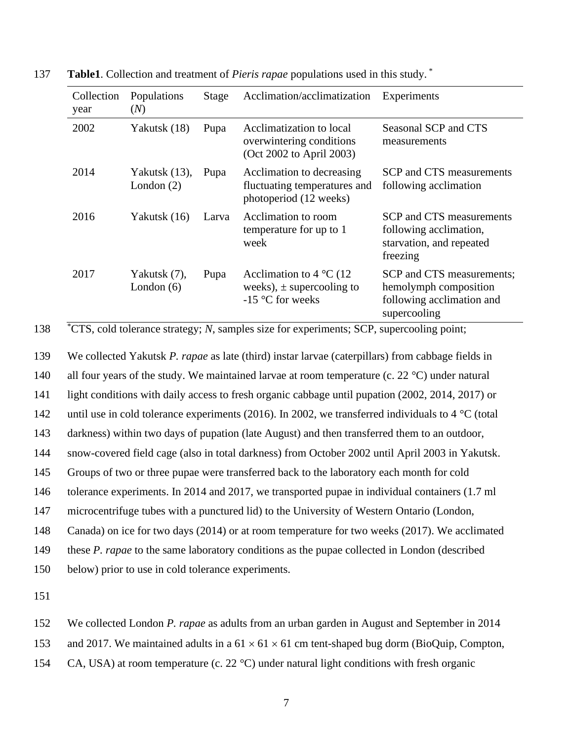**Table1**. Collection and treatment of *Pieris rapae* populations used in this study. [*]

| Collection year | Populations (*N*) | Stage | Acclimation/acclimatization | Experiments |
|---|---|---|---|---|
| 2002 | Yakutsk (18) | Pupa | Acclimatization to local overwintering conditions (Oct 2002 to April 2003) | Seasonal SCP and CTS measurements |
| 2014 | Yakutsk (13), London (2) | Pupa | Acclimation to decreasing fluctuating temperatures and photoperiod (12 weeks) | SCP and CTS measurements following acclimation |
| 2016 | Yakutsk (16) | Larva | Acclimation to room temperature for up to 1 week | SCP and CTS measurements following acclimation, starvation, and repeated freezing |
| 2017 | Yakutsk (7), London (6) | Pupa | Acclimation to 4 °C (12 weeks), ± supercooling to -15 °C for weeks | SCP and CTS measurements; hemolymph composition following acclimation and supercooling |

[*]CTS, cold tolerance strategy; *N*, samples size for experiments; SCP, supercooling point;

We collected Yakutsk *P. rapae* as late (third) instar larvae (caterpillars) from cabbage fields in all four years of the study. We maintained larvae at room temperature (c. 22 °C) under natural light conditions with daily access to fresh organic cabbage until pupation (2002, 2014, 2017) or until use in cold tolerance experiments (2016). In 2002, we transferred individuals to 4 °C (total darkness) within two days of pupation (late August) and then transferred them to an outdoor, snow-covered field cage (also in total darkness) from October 2002 until April 2003 in Yakutsk. Groups of two or three pupae were transferred back to the laboratory each month for cold tolerance experiments. In 2014 and 2017, we transported pupae in individual containers (1.7 ml microcentrifuge tubes with a punctured lid) to the University of Western Ontario (London, Canada) on ice for two days (2014) or at room temperature for two weeks (2017). We acclimated these *P. rapae* to the same laboratory conditions as the pupae collected in London (described below) prior to use in cold tolerance experiments.

We collected London *P. rapae* as adults from an urban garden in August and September in 2014 and 2017. We maintained adults in a 61 × 61 × 61 cm tent-shaped bug dorm (BioQuip, Compton, CA, USA) at room temperature (c. 22 °C) under natural light conditions with fresh organic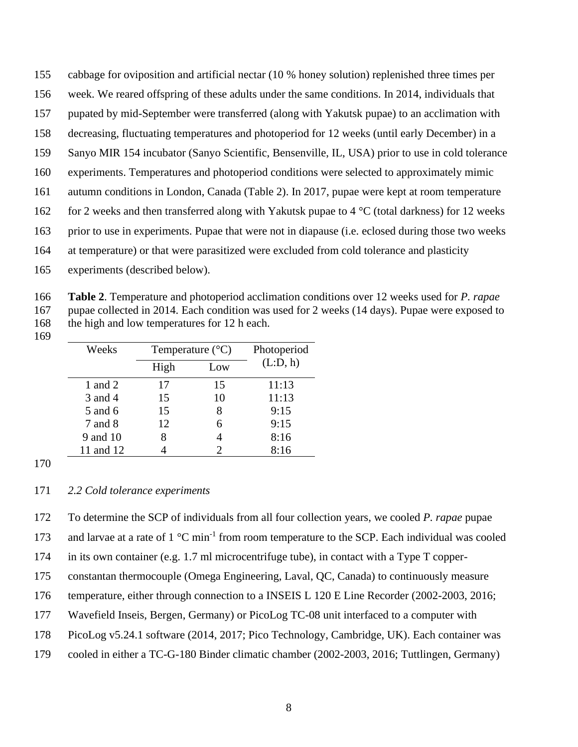cabbage for oviposition and artificial nectar (10 % honey solution) replenished three times per week. We reared offspring of these adults under the same conditions. In 2014, individuals that pupated by mid-September were transferred (along with Yakutsk pupae) to an acclimation with decreasing, fluctuating temperatures and photoperiod for 12 weeks (until early December) in a Sanyo MIR 154 incubator (Sanyo Scientific, Bensenville, IL, USA) prior to use in cold tolerance experiments. Temperatures and photoperiod conditions were selected to approximately mimic autumn conditions in London, Canada (Table 2). In 2017, pupae were kept at room temperature for 2 weeks and then transferred along with Yakutsk pupae to 4 °C (total darkness) for 12 weeks prior to use in experiments. Pupae that were not in diapause (i.e. eclosed during those two weeks at temperature) or that were parasitized were excluded from cold tolerance and plasticity experiments (described below).

**Table 2**. Temperature and photoperiod acclimation conditions over 12 weeks used for *P. rapae* pupae collected in 2014. Each condition was used for 2 weeks (14 days). Pupae were exposed to the high and low temperatures for 12 h each.

| Weeks | Temperature (°C) | | Photoperiod (L:D, h) |
|---|---|---|---|
| | High | Low | |
| 1 and 2 | 17 | 15 | 11:13 |
| 3 and 4 | 15 | 10 | 11:13 |
| 5 and 6 | 15 | 8 | 9:15 |
| 7 and 8 | 12 | 6 | 9:15 |
| 9 and 10 | 8 | 4 | 8:16 |
| 11 and 12 | 4 | 2 | 8:16 |

### *2.2 Cold tolerance experiments*

To determine the SCP of individuals from all four collection years, we cooled *P. rapae* pupae and larvae at a rate of 1 °C $min^{-1}$ from room temperature to the SCP. Each individual was cooled in its own container (e.g. 1.7 ml microcentrifuge tube), in contact with a Type T copper-constantan thermocouple (Omega Engineering, Laval, QC, Canada) to continuously measure temperature, either through connection to a INSEIS L 120 E Line Recorder (2002-2003, 2016; Wavefield Inseis, Bergen, Germany) or PicoLog TC-08 unit interfaced to a computer with PicoLog v5.24.1 software (2014, 2017; Pico Technology, Cambridge, UK). Each container was cooled in either a TC-G-180 Binder climatic chamber (2002-2003, 2016; Tuttlingen, Germany)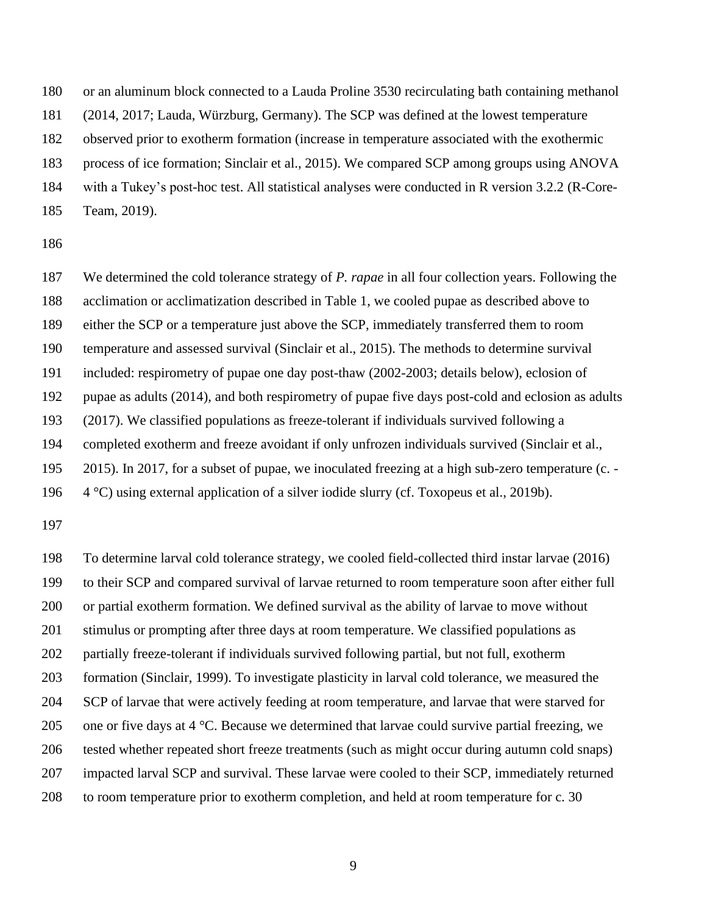or an aluminum block connected to a Lauda Proline 3530 recirculating bath containing methanol (2014, 2017; Lauda, Würzburg, Germany). The SCP was defined at the lowest temperature observed prior to exotherm formation (increase in temperature associated with the exothermic process of ice formation; Sinclair et al., 2015). We compared SCP among groups using ANOVA with a Tukey's post-hoc test. All statistical analyses were conducted in R version 3.2.2 (R-Core-Team, 2019).

We determined the cold tolerance strategy of *P. rapae* in all four collection years. Following the acclimation or acclimatization described in Table 1, we cooled pupae as described above to either the SCP or a temperature just above the SCP, immediately transferred them to room temperature and assessed survival (Sinclair et al., 2015). The methods to determine survival included: respirometry of pupae one day post-thaw (2002-2003; details below), eclosion of pupae as adults (2014), and both respirometry of pupae five days post-cold and eclosion as adults (2017). We classified populations as freeze-tolerant if individuals survived following a completed exotherm and freeze avoidant if only unfrozen individuals survived (Sinclair et al., 2015). In 2017, for a subset of pupae, we inoculated freezing at a high sub-zero temperature (c. -4 °C) using external application of a silver iodide slurry (cf. Toxopeus et al., 2019b).

To determine larval cold tolerance strategy, we cooled field-collected third instar larvae (2016) to their SCP and compared survival of larvae returned to room temperature soon after either full or partial exotherm formation. We defined survival as the ability of larvae to move without stimulus or prompting after three days at room temperature. We classified populations as partially freeze-tolerant if individuals survived following partial, but not full, exotherm formation (Sinclair, 1999). To investigate plasticity in larval cold tolerance, we measured the SCP of larvae that were actively feeding at room temperature, and larvae that were starved for one or five days at 4 °C. Because we determined that larvae could survive partial freezing, we tested whether repeated short freeze treatments (such as might occur during autumn cold snaps) impacted larval SCP and survival. These larvae were cooled to their SCP, immediately returned to room temperature prior to exotherm completion, and held at room temperature for c. 30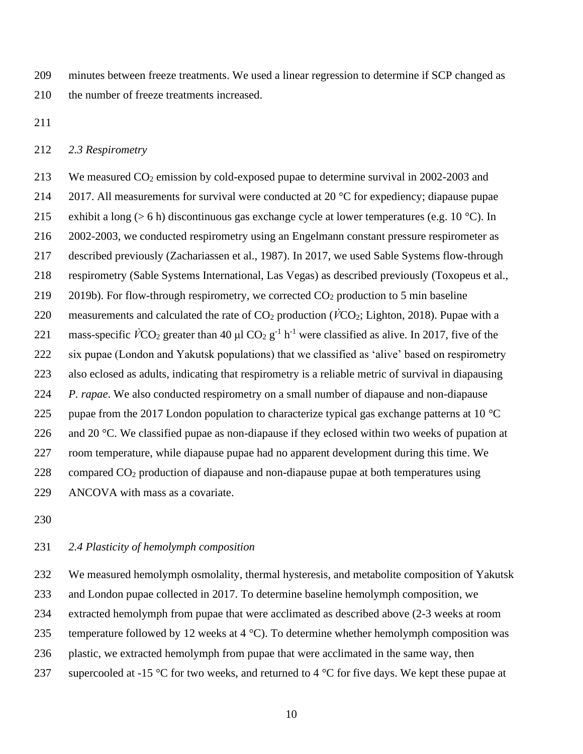minutes between freeze treatments. We used a linear regression to determine if SCP changed as the number of freeze treatments increased.

### *2.3 Respirometry*

We measured $CO_2$ emission by cold-exposed pupae to determine survival in 2002-2003 and 2017. All measurements for survival were conducted at 20 °C for expediency; diapause pupae exhibit a long (> 6 h) discontinuous gas exchange cycle at lower temperatures (e.g. 10 °C). In 2002-2003, we conducted respirometry using an Engelmann constant pressure respirometer as described previously (Zachariassen et al., 1987). In 2017, we used Sable Systems flow-through respirometry (Sable Systems International, Las Vegas) as described previously (Toxopeus et al., 2019b). For flow-through respirometry, we corrected $CO_2$ production to 5 min baseline measurements and calculated the rate of $CO_2$ production ($\dot{V}CO_2$; Lighton, 2018). Pupae with a mass-specific $\dot{V}CO_2$ greater than 40 μl $CO_2$ $g^{-1}$ $h^{-1}$ were classified as alive. In 2017, five of the six pupae (London and Yakutsk populations) that we classified as 'alive' based on respirometry also eclosed as adults, indicating that respirometry is a reliable metric of survival in diapausing *P. rapae*. We also conducted respirometry on a small number of diapause and non-diapause pupae from the 2017 London population to characterize typical gas exchange patterns at 10 °C and 20 °C. We classified pupae as non-diapause if they eclosed within two weeks of pupation at room temperature, while diapause pupae had no apparent development during this time. We compared $CO_2$ production of diapause and non-diapause pupae at both temperatures using ANCOVA with mass as a covariate.

### *2.4 Plasticity of hemolymph composition*

We measured hemolymph osmolality, thermal hysteresis, and metabolite composition of Yakutsk and London pupae collected in 2017. To determine baseline hemolymph composition, we extracted hemolymph from pupae that were acclimated as described above (2-3 weeks at room temperature followed by 12 weeks at 4 °C). To determine whether hemolymph composition was plastic, we extracted hemolymph from pupae that were acclimated in the same way, then supercooled at -15 °C for two weeks, and returned to 4 °C for five days. We kept these pupae at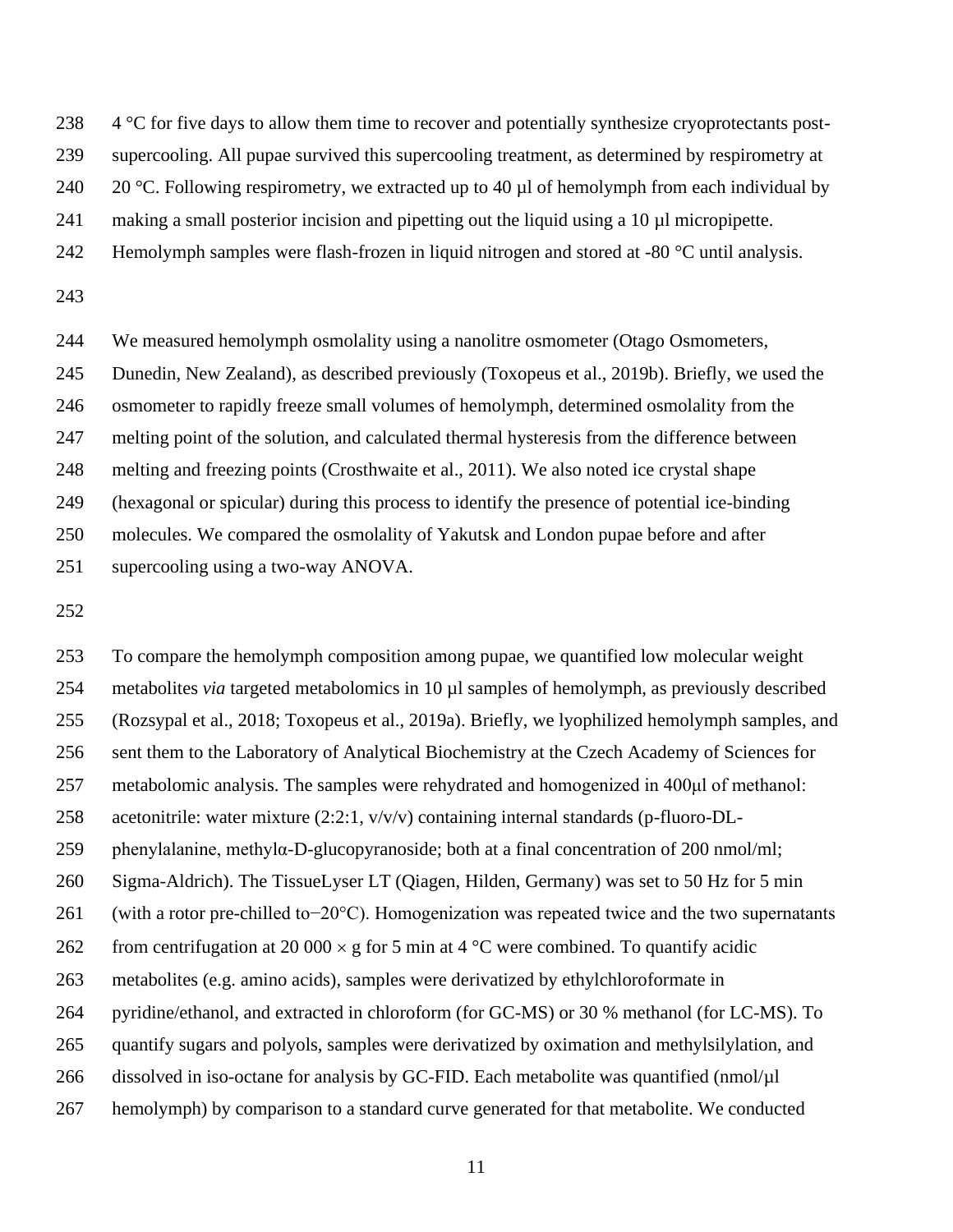4 °C for five days to allow them time to recover and potentially synthesize cryoprotectants post-supercooling. All pupae survived this supercooling treatment, as determined by respirometry at 20 °C. Following respirometry, we extracted up to 40 µl of hemolymph from each individual by making a small posterior incision and pipetting out the liquid using a 10 µl micropipette. Hemolymph samples were flash-frozen in liquid nitrogen and stored at -80 °C until analysis.

We measured hemolymph osmolality using a nanolitre osmometer (Otago Osmometers, Dunedin, New Zealand), as described previously (Toxopeus et al., 2019b). Briefly, we used the osmometer to rapidly freeze small volumes of hemolymph, determined osmolality from the melting point of the solution, and calculated thermal hysteresis from the difference between melting and freezing points (Crosthwaite et al., 2011). We also noted ice crystal shape (hexagonal or spicular) during this process to identify the presence of potential ice-binding molecules. We compared the osmolality of Yakutsk and London pupae before and after supercooling using a two-way ANOVA.

To compare the hemolymph composition among pupae, we quantified low molecular weight metabolites *via* targeted metabolomics in 10 µl samples of hemolymph, as previously described (Rozsypal et al., 2018; Toxopeus et al., 2019a). Briefly, we lyophilized hemolymph samples, and sent them to the Laboratory of Analytical Biochemistry at the Czech Academy of Sciences for metabolomic analysis. The samples were rehydrated and homogenized in 400µl of methanol: acetonitrile: water mixture (2:2:1, v/v/v) containing internal standards (p-fluoro-DL-phenylalanine, methylα-D-glucopyranoside; both at a final concentration of 200 nmol/ml; Sigma-Aldrich). The TissueLyser LT (Qiagen, Hilden, Germany) was set to 50 Hz for 5 min (with a rotor pre-chilled to−20°C). Homogenization was repeated twice and the two supernatants from centrifugation at 20 000 × g for 5 min at 4 °C were combined. To quantify acidic metabolites (e.g. amino acids), samples were derivatized by ethylchloroformate in pyridine/ethanol, and extracted in chloroform (for GC-MS) or 30 % methanol (for LC-MS). To quantify sugars and polyols, samples were derivatized by oximation and methylsilylation, and dissolved in iso-octane for analysis by GC-FID. Each metabolite was quantified (nmol/µl hemolymph) by comparison to a standard curve generated for that metabolite. We conducted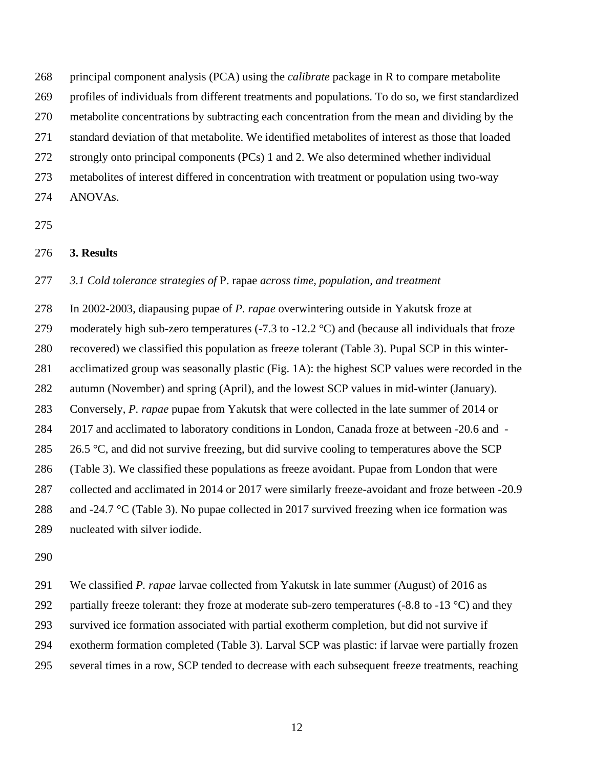principal component analysis (PCA) using the *calibrate* package in R to compare metabolite profiles of individuals from different treatments and populations. To do so, we first standardized metabolite concentrations by subtracting each concentration from the mean and dividing by the standard deviation of that metabolite. We identified metabolites of interest as those that loaded strongly onto principal components (PCs) 1 and 2. We also determined whether individual metabolites of interest differed in concentration with treatment or population using two-way ANOVAs.

## 3. Results

### *3.1 Cold tolerance strategies of* P. rapae *across time, population, and treatment*

In 2002-2003, diapausing pupae of *P. rapae* overwintering outside in Yakutsk froze at moderately high sub-zero temperatures (-7.3 to -12.2 °C) and (because all individuals that froze recovered) we classified this population as freeze tolerant (Table 3). Pupal SCP in this winter-acclimatized group was seasonally plastic (Fig. 1A): the highest SCP values were recorded in the autumn (November) and spring (April), and the lowest SCP values in mid-winter (January). Conversely, *P. rapae* pupae from Yakutsk that were collected in the late summer of 2014 or 2017 and acclimated to laboratory conditions in London, Canada froze at between -20.6 and -26.5 °C, and did not survive freezing, but did survive cooling to temperatures above the SCP (Table 3). We classified these populations as freeze avoidant. Pupae from London that were collected and acclimated in 2014 or 2017 were similarly freeze-avoidant and froze between -20.9 and -24.7 °C (Table 3). No pupae collected in 2017 survived freezing when ice formation was nucleated with silver iodide.

We classified *P. rapae* larvae collected from Yakutsk in late summer (August) of 2016 as partially freeze tolerant: they froze at moderate sub-zero temperatures (-8.8 to -13 °C) and they survived ice formation associated with partial exotherm completion, but did not survive if exotherm formation completed (Table 3). Larval SCP was plastic: if larvae were partially frozen several times in a row, SCP tended to decrease with each subsequent freeze treatments, reaching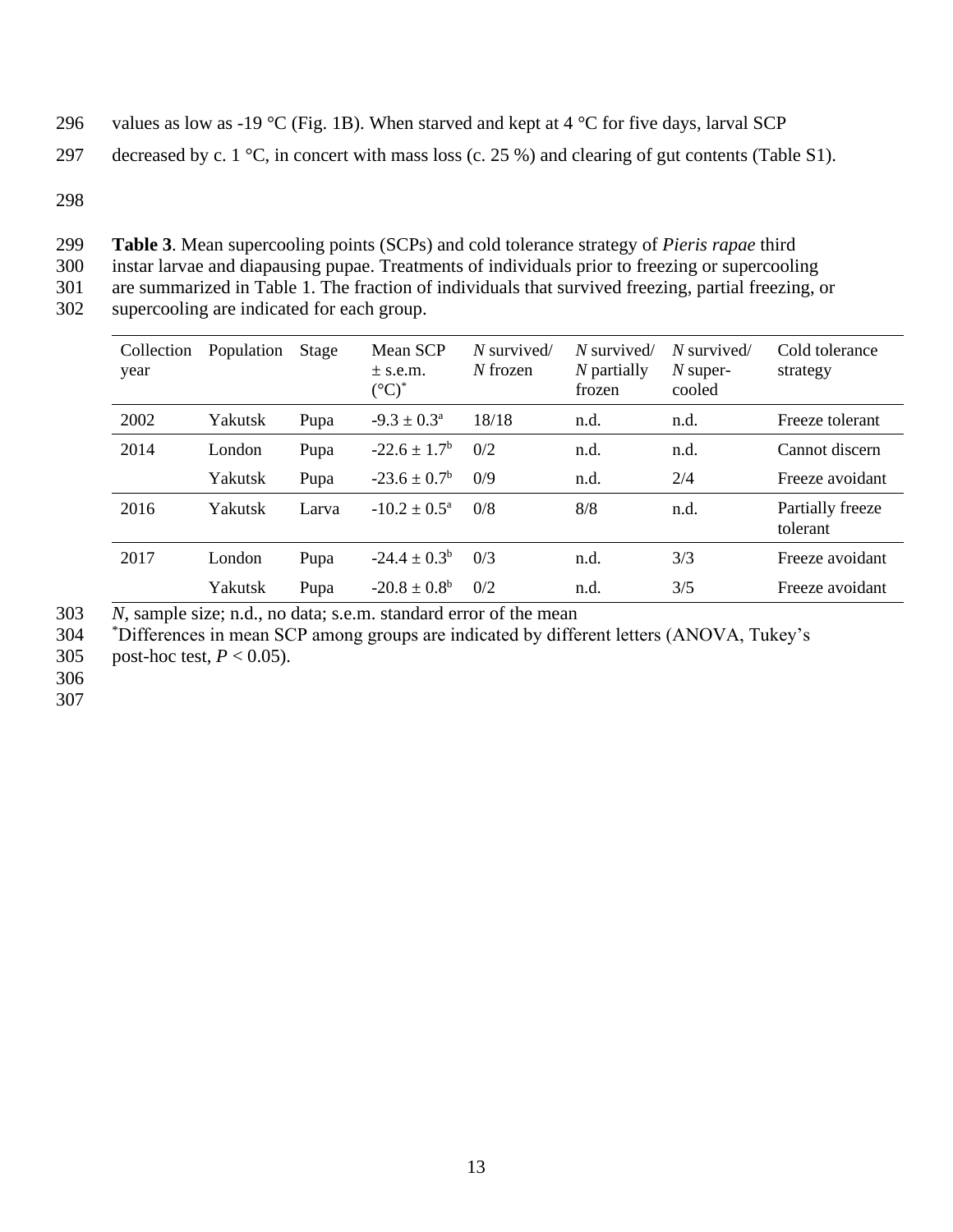values as low as -19 °C (Fig. 1B). When starved and kept at 4 °C for five days, larval SCP decreased by c. 1 °C, in concert with mass loss (c. 25 %) and clearing of gut contents (Table S1).

**Table 3**. Mean supercooling points (SCPs) and cold tolerance strategy of *Pieris rapae* third instar larvae and diapausing pupae. Treatments of individuals prior to freezing or supercooling are summarized in Table 1. The fraction of individuals that survived freezing, partial freezing, or supercooling are indicated for each group.

| Collection year | Population | Stage | Mean SCP ± s.e.m. (°C)* | *N* survived/ *N* frozen | *N* survived/ *N* partially frozen | *N* survived/ *N* super-cooled | Cold tolerance strategy |
|---|---|---|---|---|---|---|---|
| 2002 | Yakutsk | Pupa | $-9.3 \pm 0.3^{a}$ | 18/18 | n.d. | n.d. | Freeze tolerant |
| 2014 | London | Pupa | $-22.6 \pm 1.7^{b}$ | 0/2 | n.d. | n.d. | Cannot discern |
| | Yakutsk | Pupa | $-23.6 \pm 0.7^{b}$ | 0/9 | n.d. | 2/4 | Freeze avoidant |
| 2016 | Yakutsk | Larva | $-10.2 \pm 0.5^{a}$ | 0/8 | 8/8 | n.d. | Partially freeze tolerant |
| 2017 | London | Pupa | $-24.4 \pm 0.3^{b}$ | 0/3 | n.d. | 3/3 | Freeze avoidant |
| | Yakutsk | Pupa | $-20.8 \pm 0.8^{b}$ | 0/2 | n.d. | 3/5 | Freeze avoidant |

*N*, sample size; n.d., no data; s.e.m. standard error of the mean

*Differences in mean SCP among groups are indicated by different letters (ANOVA, Tukey's post-hoc test, $P < 0.05$).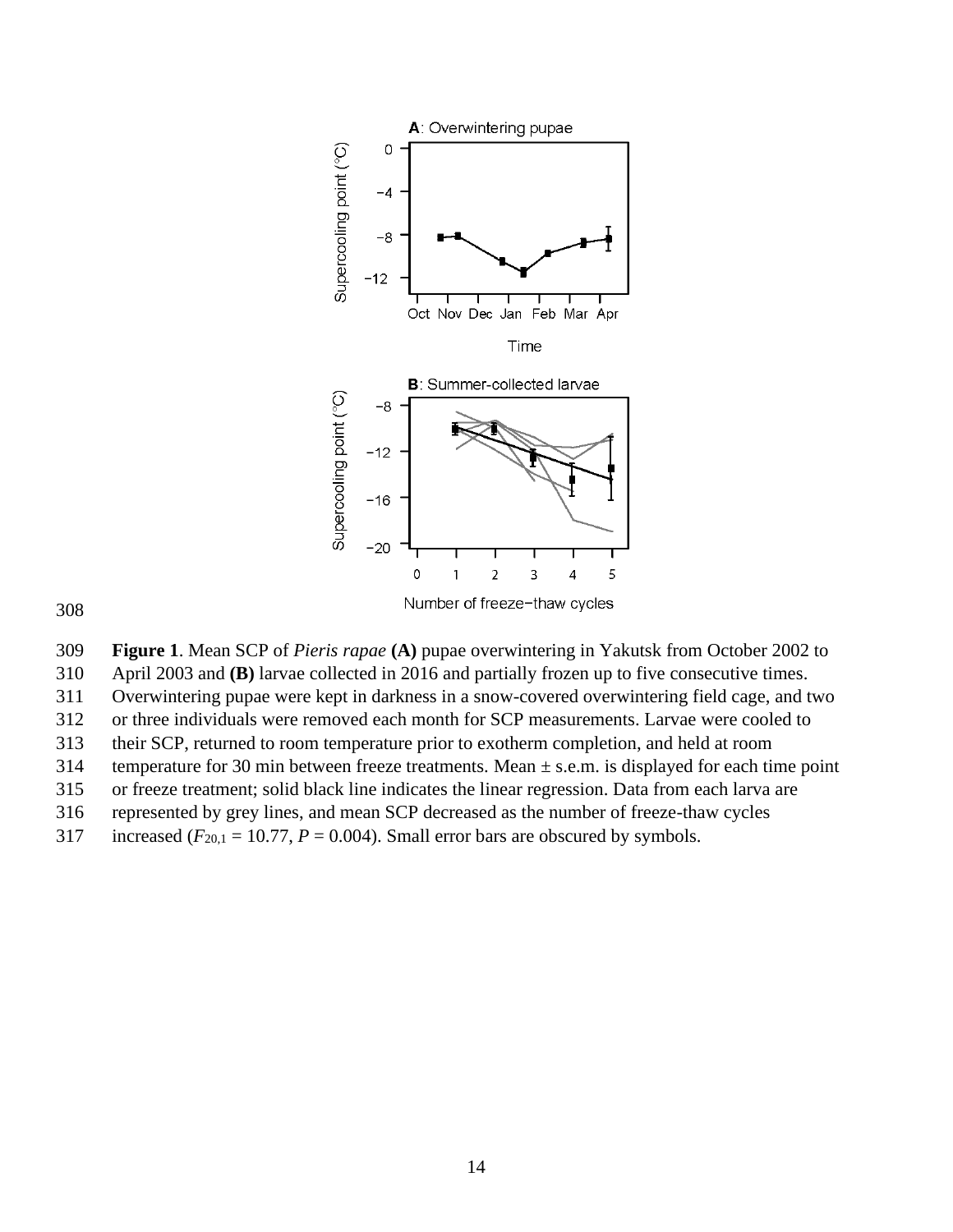**Figure 1**. Mean SCP of *Pieris rapae* **(A)** pupae overwintering in Yakutsk from October 2002 to April 2003 and **(B)** larvae collected in 2016 and partially frozen up to five consecutive times. Overwintering pupae were kept in darkness in a snow-covered overwintering field cage, and two or three individuals were removed each month for SCP measurements. Larvae were cooled to their SCP, returned to room temperature prior to exotherm completion, and held at room temperature for 30 min between freeze treatments. Mean ± s.e.m. is displayed for each time point or freeze treatment; solid black line indicates the linear regression. Data from each larva are represented by grey lines, and mean SCP decreased as the number of freeze-thaw cycles increased ($F_{20,1} = 10.77$, $P = 0.004$). Small error bars are obscured by symbols.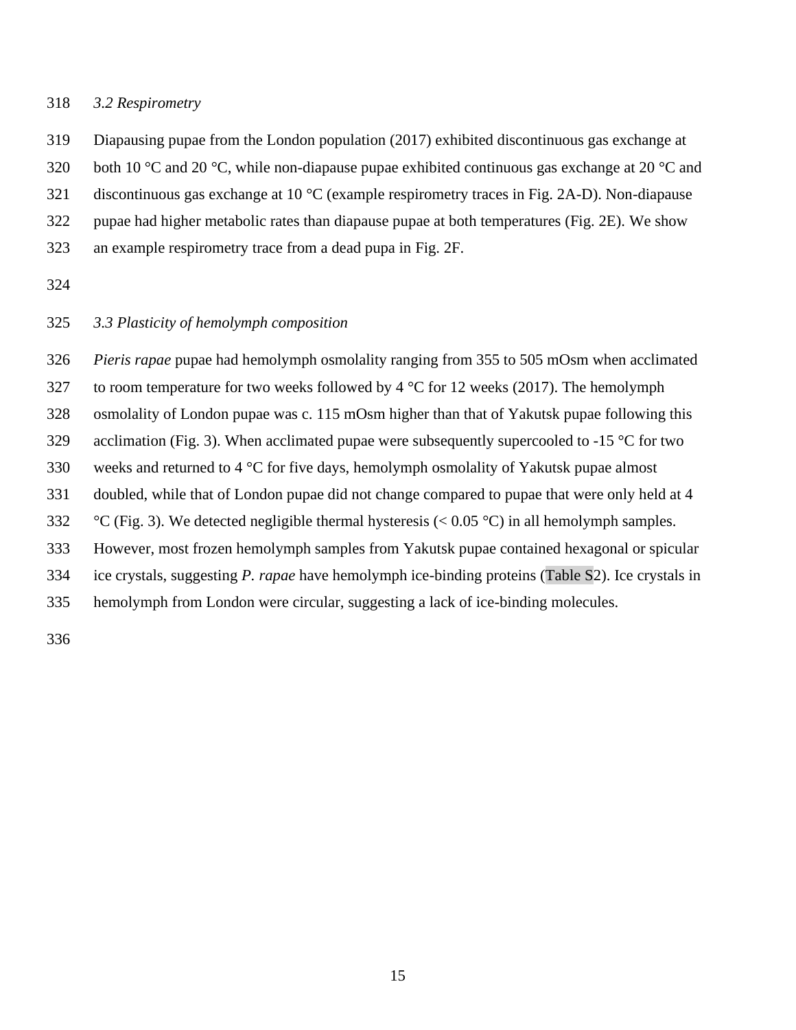### *3.2 Respirometry*

Diapausing pupae from the London population (2017) exhibited discontinuous gas exchange at both 10 °C and 20 °C, while non-diapause pupae exhibited continuous gas exchange at 20 °C and discontinuous gas exchange at 10 °C (example respirometry traces in Fig. 2A-D). Non-diapause pupae had higher metabolic rates than diapause pupae at both temperatures (Fig. 2E). We show an example respirometry trace from a dead pupa in Fig. 2F.

### *3.3 Plasticity of hemolymph composition*

*Pieris rapae* pupae had hemolymph osmolality ranging from 355 to 505 mOsm when acclimated to room temperature for two weeks followed by 4 °C for 12 weeks (2017). The hemolymph osmolality of London pupae was c. 115 mOsm higher than that of Yakutsk pupae following this acclimation (Fig. 3). When acclimated pupae were subsequently supercooled to -15 °C for two weeks and returned to 4 °C for five days, hemolymph osmolality of Yakutsk pupae almost doubled, while that of London pupae did not change compared to pupae that were only held at 4 °C (Fig. 3). We detected negligible thermal hysteresis (< 0.05 °C) in all hemolymph samples. However, most frozen hemolymph samples from Yakutsk pupae contained hexagonal or spicular ice crystals, suggesting *P. rapae* have hemolymph ice-binding proteins (Table S2). Ice crystals in hemolymph from London were circular, suggesting a lack of ice-binding molecules.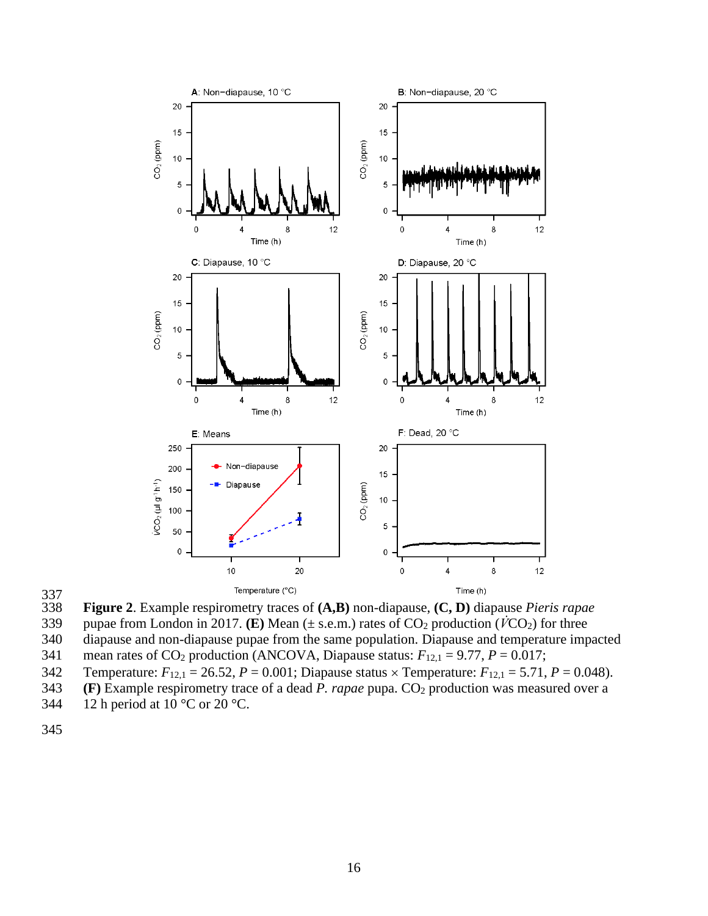**Figure 2**. Example respirometry traces of **(A,B)** non-diapause, **(C, D)** diapause *Pieris rapae* pupae from London in 2017. **(E)** Mean (± s.e.m.) rates of $CO_2$ production ($\dot{V}CO_2$) for three diapause and non-diapause pupae from the same population. Diapause and temperature impacted mean rates of $CO_2$ production (ANCOVA, Diapause status: $F_{12,1} = 9.77$, $P = 0.017$; Temperature: $F_{12,1} = 26.52$, $P = 0.001$; Diapause status × Temperature: $F_{12,1} = 5.71$, $P = 0.048$). **(F)** Example respirometry trace of a dead *P. rapae* pupa. $CO_2$ production was measured over a 12 h period at 10 °C or 20 °C.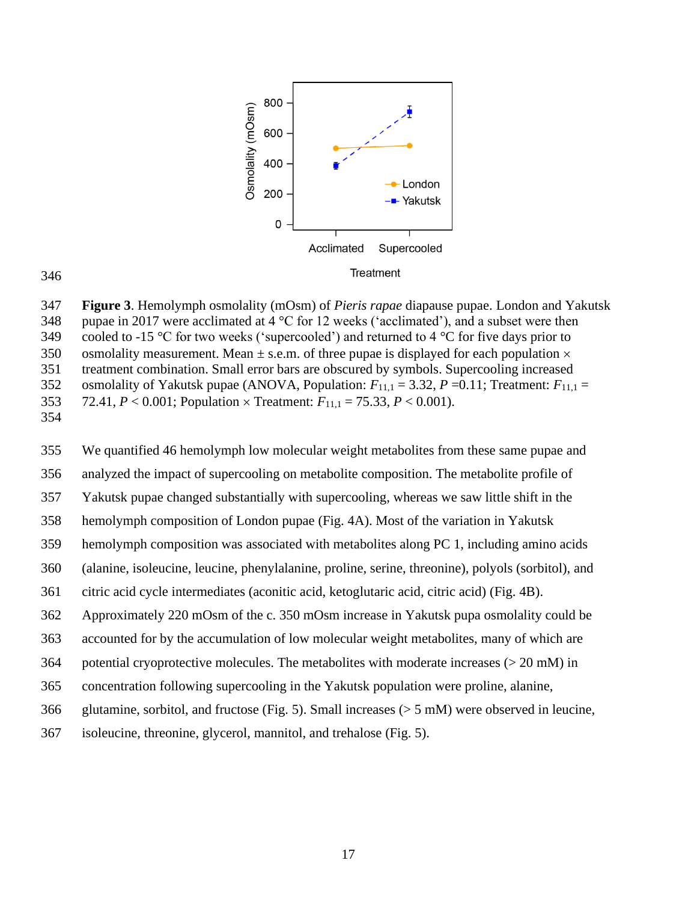**Figure 3**. Hemolymph osmolality (mOsm) of *Pieris rapae* diapause pupae. London and Yakutsk pupae in 2017 were acclimated at 4 °C for 12 weeks ('acclimated'), and a subset were then cooled to -15 °C for two weeks ('supercooled') and returned to 4 °C for five days prior to osmolality measurement. Mean ± s.e.m. of three pupae is displayed for each population × treatment combination. Small error bars are obscured by symbols. Supercooling increased osmolality of Yakutsk pupae (ANOVA, Population: $F_{11,1} = 3.32$, $P = 0.11$; Treatment: $F_{11,1} = 72.41$, $P < 0.001$; Population × Treatment: $F_{11,1} = 75.33$, $P < 0.001$).

We quantified 46 hemolymph low molecular weight metabolites from these same pupae and analyzed the impact of supercooling on metabolite composition. The metabolite profile of Yakutsk pupae changed substantially with supercooling, whereas we saw little shift in the hemolymph composition of London pupae (Fig. 4A). Most of the variation in Yakutsk hemolymph composition was associated with metabolites along PC 1, including amino acids (alanine, isoleucine, leucine, phenylalanine, proline, serine, threonine), polyols (sorbitol), and citric acid cycle intermediates (aconitic acid, ketoglutaric acid, citric acid) (Fig. 4B). Approximately 220 mOsm of the c. 350 mOsm increase in Yakutsk pupa osmolality could be accounted for by the accumulation of low molecular weight metabolites, many of which are potential cryoprotective molecules. The metabolites with moderate increases (> 20 mM) in concentration following supercooling in the Yakutsk population were proline, alanine, glutamine, sorbitol, and fructose (Fig. 5). Small increases (> 5 mM) were observed in leucine, isoleucine, threonine, glycerol, mannitol, and trehalose (Fig. 5).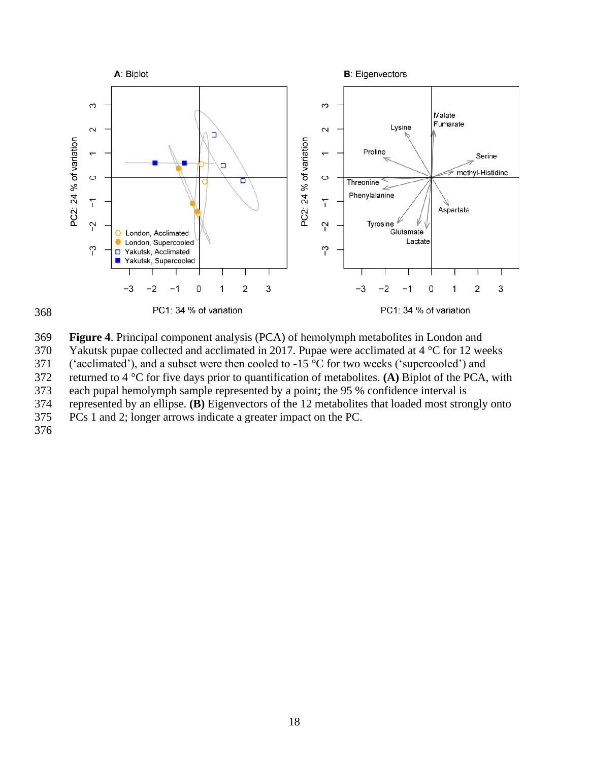Figure 4. Principal component analysis (PCA) of hemolymph metabolites in London and Yakutsk pupae collected and acclimated in 2017. Pupae were acclimated at 4 °C for 12 weeks ('acclimated'), and a subset were then cooled to -15 °C for two weeks ('supercooled') and returned to 4 °C for five days prior to quantification of metabolites. **(A)** Biplot of the PCA, with each pupal hemolymph sample represented by a point; the 95 % confidence interval is represented by an ellipse. **(B)** Eigenvectors of the 12 metabolites that loaded most strongly onto PCs 1 and 2; longer arrows indicate a greater impact on the PC.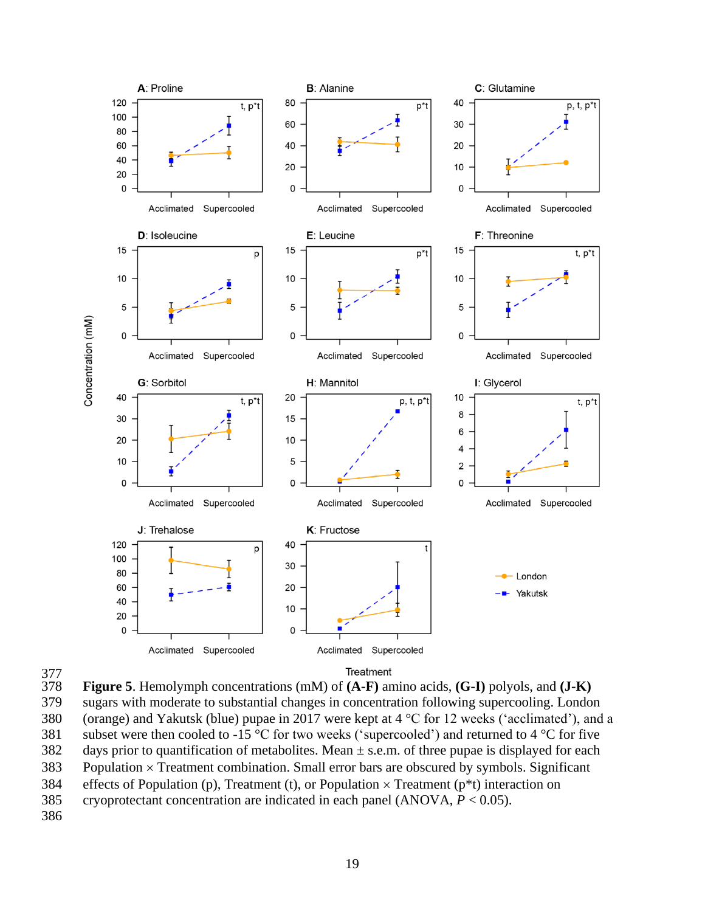**Figure 5**. Hemolymph concentrations (mM) of **(A-F)** amino acids, **(G-I)** polyols, and **(J-K)** sugars with moderate to substantial changes in concentration following supercooling. London (orange) and Yakutsk (blue) pupae in 2017 were kept at 4 °C for 12 weeks (‘acclimated’), and a subset were then cooled to -15 °C for two weeks (‘supercooled’) and returned to 4 °C for five days prior to quantification of metabolites. Mean ± s.e.m. of three pupae is displayed for each Population × Treatment combination. Small error bars are obscured by symbols. Significant effects of Population (p), Treatment (t), or Population × Treatment (p*t) interaction on cryoprotectant concentration are indicated in each panel (ANOVA, $P < 0.05$).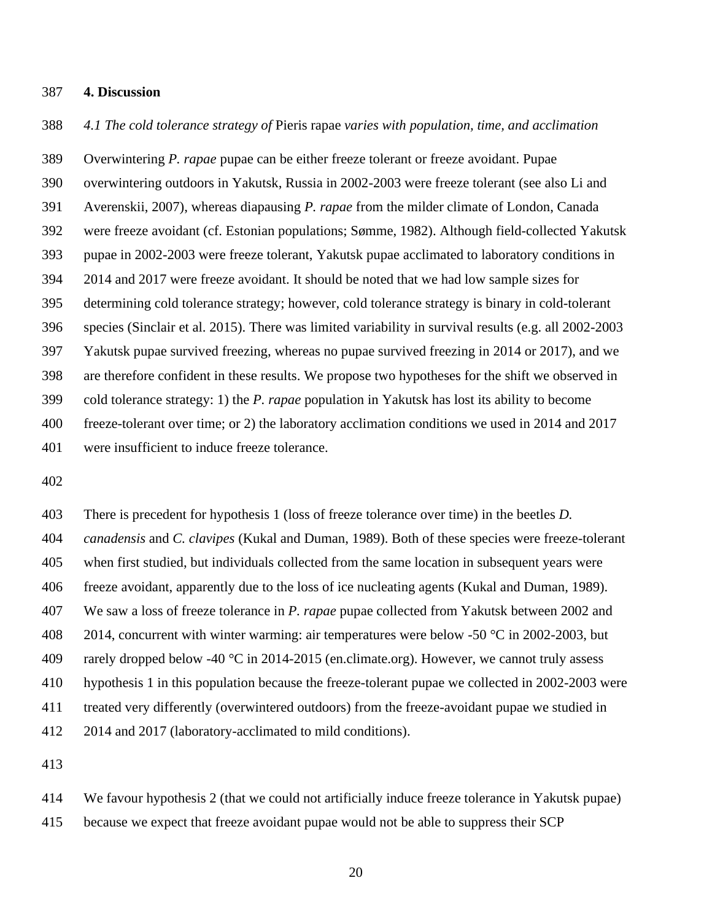# 4. Discussion

### *4.1 The cold tolerance strategy of* Pieris rapae *varies with population, time, and acclimation*

Overwintering *P. rapae* pupae can be either freeze tolerant or freeze avoidant. Pupae overwintering outdoors in Yakutsk, Russia in 2002-2003 were freeze tolerant (see also Li and Averenskii, 2007), whereas diapausing *P. rapae* from the milder climate of London, Canada were freeze avoidant (cf. Estonian populations; Sømme, 1982). Although field-collected Yakutsk pupae in 2002-2003 were freeze tolerant, Yakutsk pupae acclimated to laboratory conditions in 2014 and 2017 were freeze avoidant. It should be noted that we had low sample sizes for determining cold tolerance strategy; however, cold tolerance strategy is binary in cold-tolerant species (Sinclair et al. 2015). There was limited variability in survival results (e.g. all 2002-2003 Yakutsk pupae survived freezing, whereas no pupae survived freezing in 2014 or 2017), and we are therefore confident in these results. We propose two hypotheses for the shift we observed in cold tolerance strategy: 1) the *P. rapae* population in Yakutsk has lost its ability to become freeze-tolerant over time; or 2) the laboratory acclimation conditions we used in 2014 and 2017 were insufficient to induce freeze tolerance.

There is precedent for hypothesis 1 (loss of freeze tolerance over time) in the beetles *D. canadensis* and *C. clavipes* (Kukal and Duman, 1989). Both of these species were freeze-tolerant when first studied, but individuals collected from the same location in subsequent years were freeze avoidant, apparently due to the loss of ice nucleating agents (Kukal and Duman, 1989). We saw a loss of freeze tolerance in *P. rapae* pupae collected from Yakutsk between 2002 and 2014, concurrent with winter warming: air temperatures were below -50 °C in 2002-2003, but rarely dropped below -40 °C in 2014-2015 (en.climate.org). However, we cannot truly assess hypothesis 1 in this population because the freeze-tolerant pupae we collected in 2002-2003 were treated very differently (overwintered outdoors) from the freeze-avoidant pupae we studied in 2014 and 2017 (laboratory-acclimated to mild conditions).

We favour hypothesis 2 (that we could not artificially induce freeze tolerance in Yakutsk pupae) because we expect that freeze avoidant pupae would not be able to suppress their SCP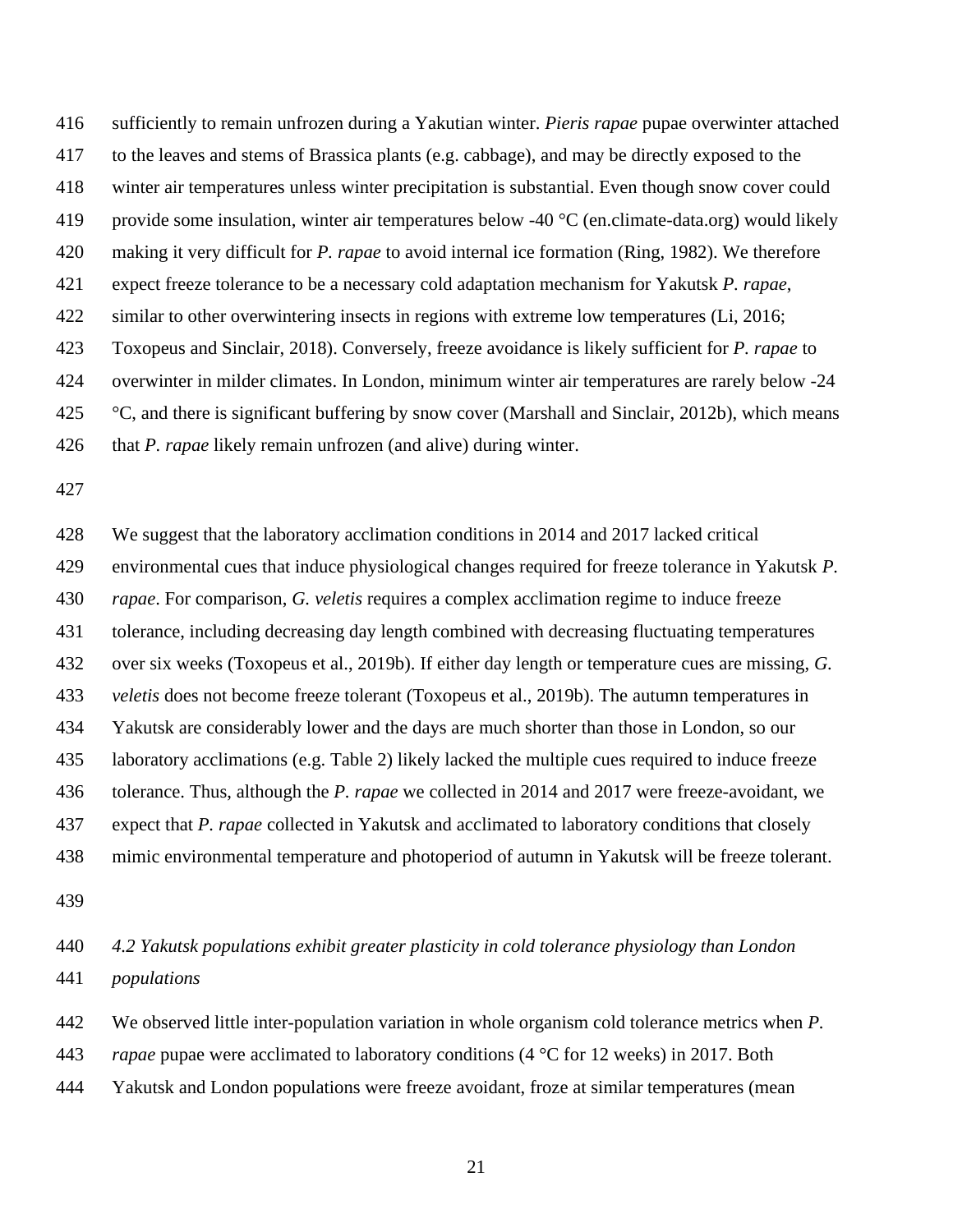sufficiently to remain unfrozen during a Yakutian winter. *Pieris rapae* pupae overwinter attached to the leaves and stems of Brassica plants (e.g. cabbage), and may be directly exposed to the winter air temperatures unless winter precipitation is substantial. Even though snow cover could provide some insulation, winter air temperatures below -40 °C (en.climate-data.org) would likely making it very difficult for *P. rapae* to avoid internal ice formation (Ring, 1982). We therefore expect freeze tolerance to be a necessary cold adaptation mechanism for Yakutsk *P. rapae*, similar to other overwintering insects in regions with extreme low temperatures (Li, 2016; Toxopeus and Sinclair, 2018). Conversely, freeze avoidance is likely sufficient for *P. rapae* to overwinter in milder climates. In London, minimum winter air temperatures are rarely below -24 °C, and there is significant buffering by snow cover (Marshall and Sinclair, 2012b), which means that *P. rapae* likely remain unfrozen (and alive) during winter.

We suggest that the laboratory acclimation conditions in 2014 and 2017 lacked critical environmental cues that induce physiological changes required for freeze tolerance in Yakutsk *P. rapae*. For comparison, *G. veletis* requires a complex acclimation regime to induce freeze tolerance, including decreasing day length combined with decreasing fluctuating temperatures over six weeks (Toxopeus et al., 2019b). If either day length or temperature cues are missing, *G. veletis* does not become freeze tolerant (Toxopeus et al., 2019b). The autumn temperatures in Yakutsk are considerably lower and the days are much shorter than those in London, so our laboratory acclimations (e.g. Table 2) likely lacked the multiple cues required to induce freeze tolerance. Thus, although the *P. rapae* we collected in 2014 and 2017 were freeze-avoidant, we expect that *P. rapae* collected in Yakutsk and acclimated to laboratory conditions that closely mimic environmental temperature and photoperiod of autumn in Yakutsk will be freeze tolerant.

### *4.2 Yakutsk populations exhibit greater plasticity in cold tolerance physiology than London populations*

We observed little inter-population variation in whole organism cold tolerance metrics when *P. rapae* pupae were acclimated to laboratory conditions (4 °C for 12 weeks) in 2017. Both Yakutsk and London populations were freeze avoidant, froze at similar temperatures (mean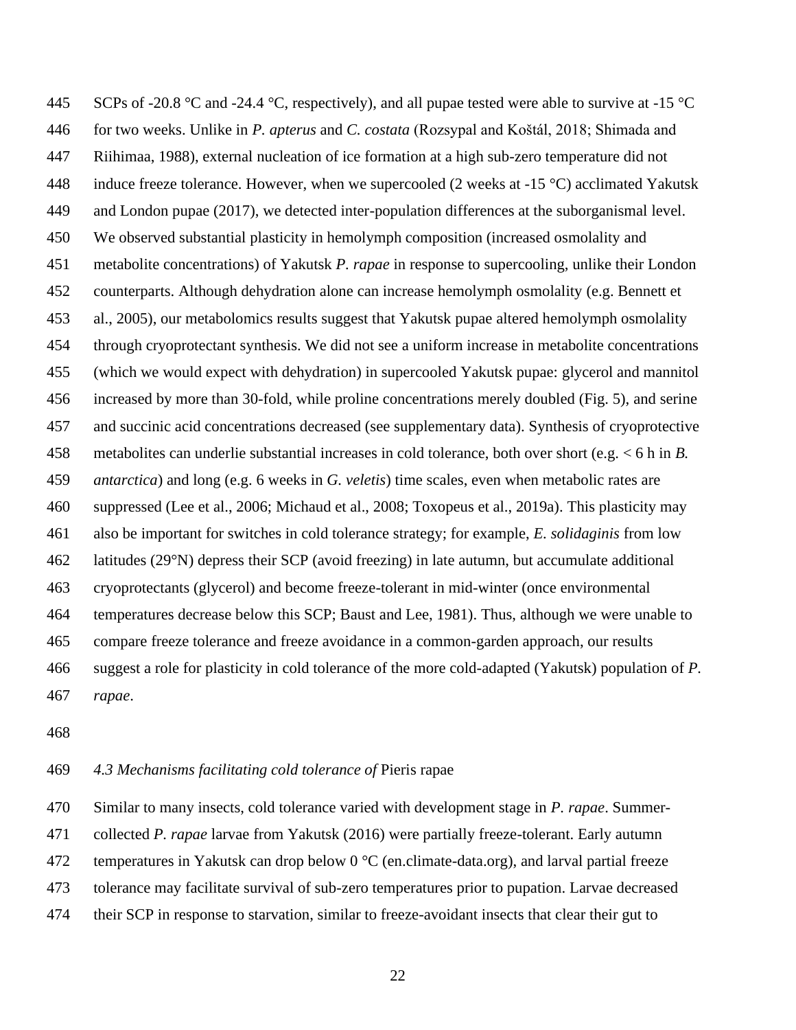SCPs of -20.8 °C and -24.4 °C, respectively), and all pupae tested were able to survive at -15 °C for two weeks. Unlike in *P. apterus* and *C. costata* (Rozsypal and Koštál, 2018; Shimada and Riihimaa, 1988), external nucleation of ice formation at a high sub-zero temperature did not induce freeze tolerance. However, when we supercooled (2 weeks at -15 °C) acclimated Yakutsk and London pupae (2017), we detected inter-population differences at the suborganismal level. We observed substantial plasticity in hemolymph composition (increased osmolality and metabolite concentrations) of Yakutsk *P. rapae* in response to supercooling, unlike their London counterparts. Although dehydration alone can increase hemolymph osmolality (e.g. Bennett et al., 2005), our metabolomics results suggest that Yakutsk pupae altered hemolymph osmolality through cryoprotectant synthesis. We did not see a uniform increase in metabolite concentrations (which we would expect with dehydration) in supercooled Yakutsk pupae: glycerol and mannitol increased by more than 30-fold, while proline concentrations merely doubled (Fig. 5), and serine and succinic acid concentrations decreased (see supplementary data). Synthesis of cryoprotective metabolites can underlie substantial increases in cold tolerance, both over short (e.g. < 6 h in *B. antarctica*) and long (e.g. 6 weeks in *G. veletis*) time scales, even when metabolic rates are suppressed (Lee et al., 2006; Michaud et al., 2008; Toxopeus et al., 2019a). This plasticity may also be important for switches in cold tolerance strategy; for example, *E. solidaginis* from low latitudes (29°N) depress their SCP (avoid freezing) in late autumn, but accumulate additional cryoprotectants (glycerol) and become freeze-tolerant in mid-winter (once environmental temperatures decrease below this SCP; Baust and Lee, 1981). Thus, although we were unable to compare freeze tolerance and freeze avoidance in a common-garden approach, our results suggest a role for plasticity in cold tolerance of the more cold-adapted (Yakutsk) population of *P. rapae*.

### *4.3 Mechanisms facilitating cold tolerance of* Pieris rapae

Similar to many insects, cold tolerance varied with development stage in *P. rapae*. Summer-collected *P. rapae* larvae from Yakutsk (2016) were partially freeze-tolerant. Early autumn temperatures in Yakutsk can drop below 0 °C (en.climate-data.org), and larval partial freeze tolerance may facilitate survival of sub-zero temperatures prior to pupation. Larvae decreased their SCP in response to starvation, similar to freeze-avoidant insects that clear their gut to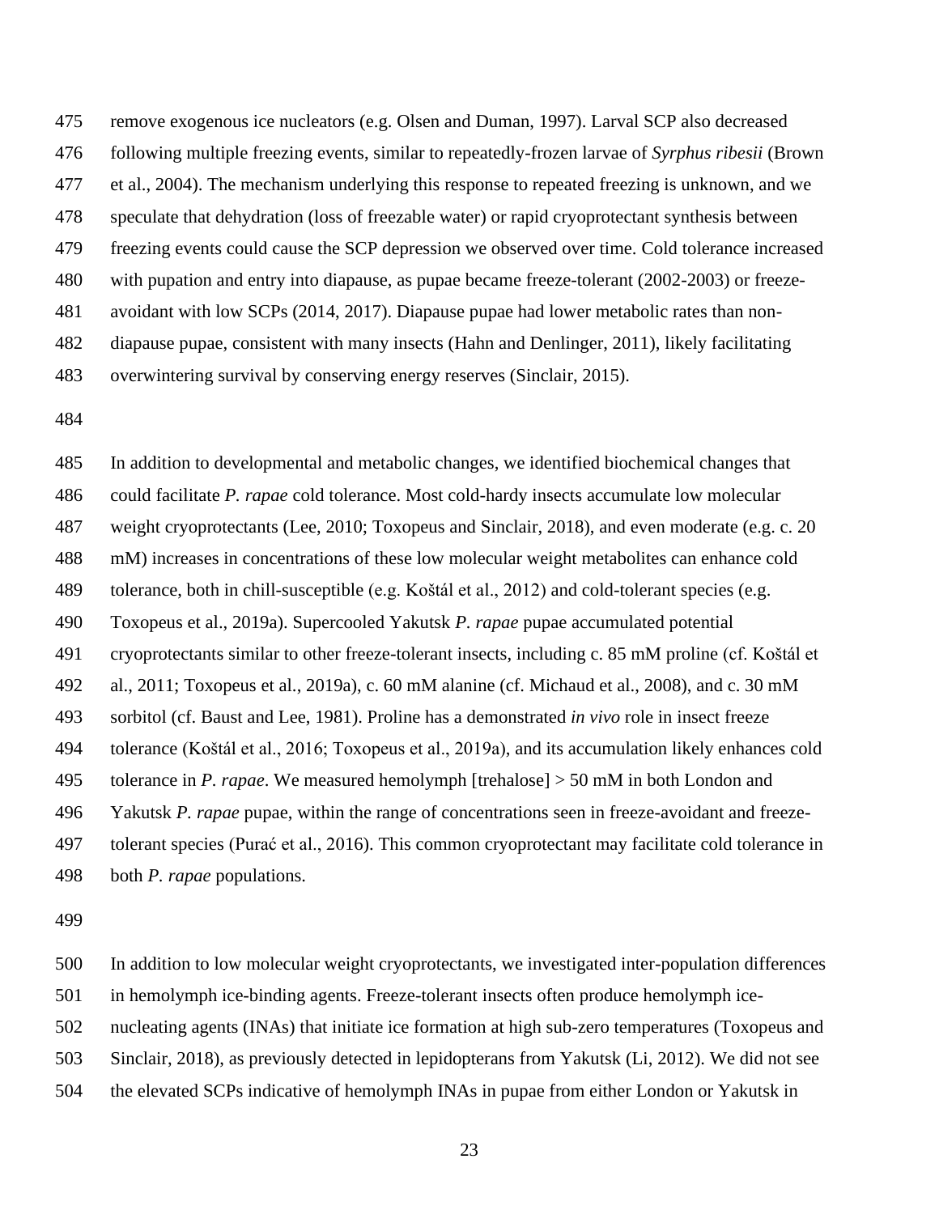remove exogenous ice nucleators (e.g. Olsen and Duman, 1997). Larval SCP also decreased following multiple freezing events, similar to repeatedly-frozen larvae of *Syrphus ribesii* (Brown et al., 2004). The mechanism underlying this response to repeated freezing is unknown, and we speculate that dehydration (loss of freezable water) or rapid cryoprotectant synthesis between freezing events could cause the SCP depression we observed over time. Cold tolerance increased with pupation and entry into diapause, as pupae became freeze-tolerant (2002-2003) or freeze-avoidant with low SCPs (2014, 2017). Diapause pupae had lower metabolic rates than non-diapause pupae, consistent with many insects (Hahn and Denlinger, 2011), likely facilitating overwintering survival by conserving energy reserves (Sinclair, 2015).

In addition to developmental and metabolic changes, we identified biochemical changes that could facilitate *P. rapae* cold tolerance. Most cold-hardy insects accumulate low molecular weight cryoprotectants (Lee, 2010; Toxopeus and Sinclair, 2018), and even moderate (e.g. c. 20 mM) increases in concentrations of these low molecular weight metabolites can enhance cold tolerance, both in chill-susceptible (e.g. Koštál et al., 2012) and cold-tolerant species (e.g. Toxopeus et al., 2019a). Supercooled Yakutsk *P. rapae* pupae accumulated potential cryoprotectants similar to other freeze-tolerant insects, including c. 85 mM proline (cf. Koštál et al., 2011; Toxopeus et al., 2019a), c. 60 mM alanine (cf. Michaud et al., 2008), and c. 30 mM sorbitol (cf. Baust and Lee, 1981). Proline has a demonstrated *in vivo* role in insect freeze tolerance (Koštál et al., 2016; Toxopeus et al., 2019a), and its accumulation likely enhances cold tolerance in *P. rapae*. We measured hemolymph [trehalose] > 50 mM in both London and Yakutsk *P. rapae* pupae, within the range of concentrations seen in freeze-avoidant and freeze-tolerant species (Purać et al., 2016). This common cryoprotectant may facilitate cold tolerance in both *P. rapae* populations.

In addition to low molecular weight cryoprotectants, we investigated inter-population differences in hemolymph ice-binding agents. Freeze-tolerant insects often produce hemolymph ice-nucleating agents (INAs) that initiate ice formation at high sub-zero temperatures (Toxopeus and Sinclair, 2018), as previously detected in lepidopterans from Yakutsk (Li, 2012). We did not see the elevated SCPs indicative of hemolymph INAs in pupae from either London or Yakutsk in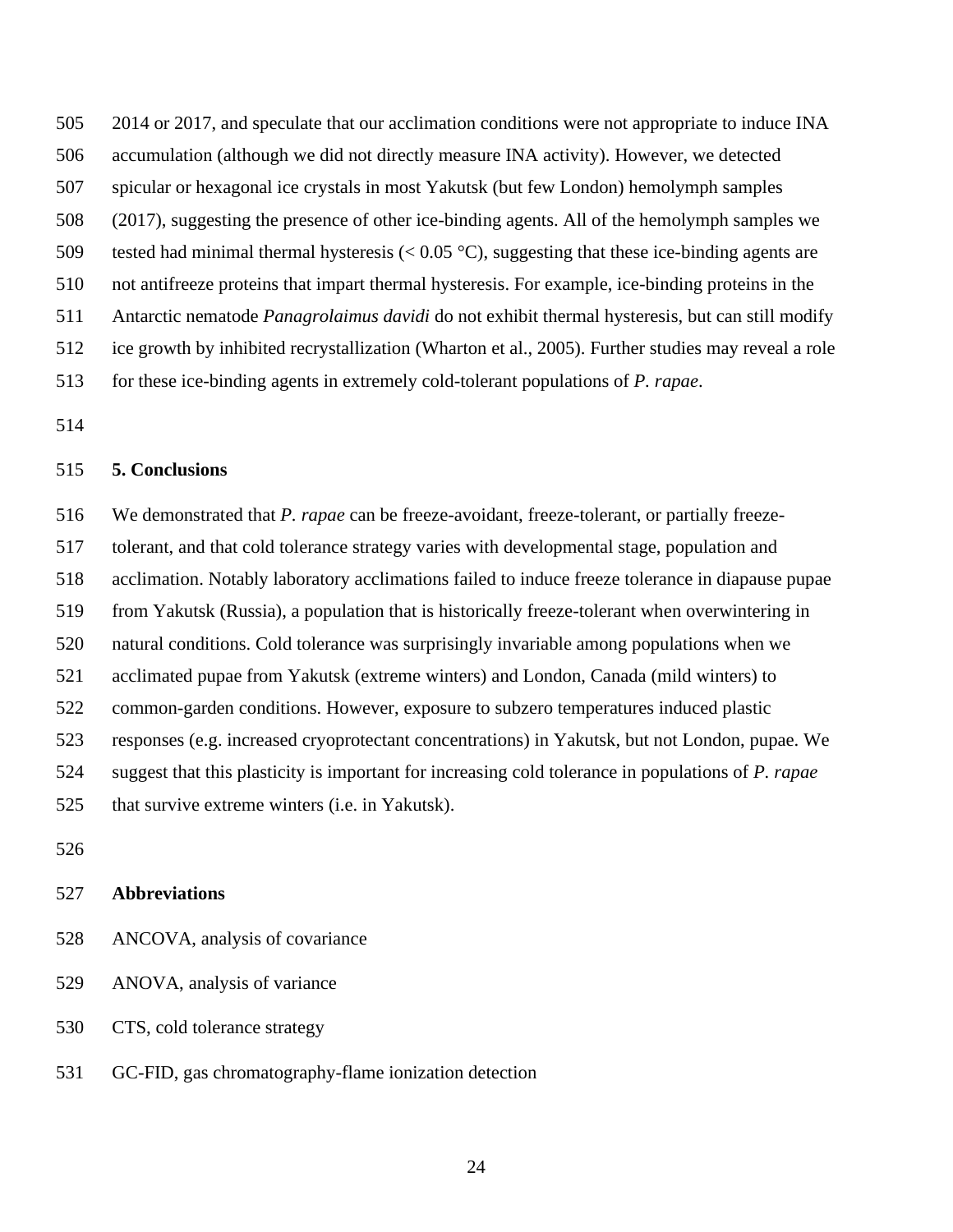2014 or 2017, and speculate that our acclimation conditions were not appropriate to induce INA accumulation (although we did not directly measure INA activity). However, we detected spicular or hexagonal ice crystals in most Yakutsk (but few London) hemolymph samples (2017), suggesting the presence of other ice-binding agents. All of the hemolymph samples we tested had minimal thermal hysteresis (< 0.05 °C), suggesting that these ice-binding agents are not antifreeze proteins that impart thermal hysteresis. For example, ice-binding proteins in the Antarctic nematode *Panagrolaimus davidi* do not exhibit thermal hysteresis, but can still modify ice growth by inhibited recrystallization (Wharton et al., 2005). Further studies may reveal a role for these ice-binding agents in extremely cold-tolerant populations of *P. rapae*.

## 5. Conclusions

We demonstrated that *P. rapae* can be freeze-avoidant, freeze-tolerant, or partially freeze-tolerant, and that cold tolerance strategy varies with developmental stage, population and acclimation. Notably laboratory acclimations failed to induce freeze tolerance in diapause pupae from Yakutsk (Russia), a population that is historically freeze-tolerant when overwintering in natural conditions. Cold tolerance was surprisingly invariable among populations when we acclimated pupae from Yakutsk (extreme winters) and London, Canada (mild winters) to common-garden conditions. However, exposure to subzero temperatures induced plastic responses (e.g. increased cryoprotectant concentrations) in Yakutsk, but not London, pupae. We suggest that this plasticity is important for increasing cold tolerance in populations of *P. rapae* that survive extreme winters (i.e. in Yakutsk).

## Abbreviations

ANCOVA, analysis of covariance

ANOVA, analysis of variance

CTS, cold tolerance strategy

GC-FID, gas chromatography-flame ionization detection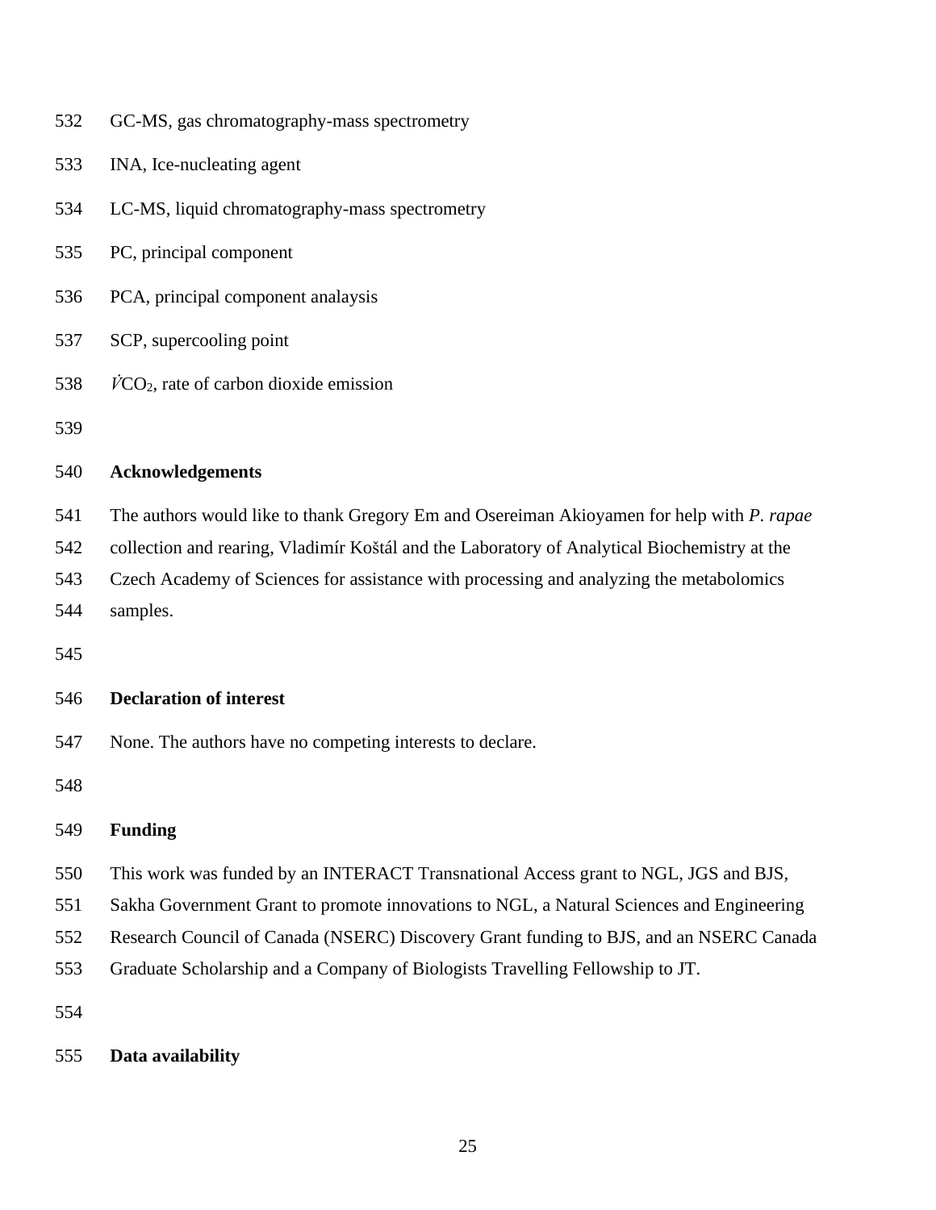GC-MS, gas chromatography-mass spectrometry

INA, Ice-nucleating agent

LC-MS, liquid chromatography-mass spectrometry

PC, principal component

PCA, principal component analaysis

SCP, supercooling point

$\dot{V}CO_2$, rate of carbon dioxide emission

## Acknowledgements

The authors would like to thank Gregory Em and Osereiman Akioyamen for help with *P. rapae* collection and rearing, Vladimír Koštál and the Laboratory of Analytical Biochemistry at the Czech Academy of Sciences for assistance with processing and analyzing the metabolomics samples.

## Declaration of interest

None. The authors have no competing interests to declare.

## Funding

This work was funded by an INTERACT Transnational Access grant to NGL, JGS and BJS, Sakha Government Grant to promote innovations to NGL, a Natural Sciences and Engineering Research Council of Canada (NSERC) Discovery Grant funding to BJS, and an NSERC Canada Graduate Scholarship and a Company of Biologists Travelling Fellowship to JT.

## Data availability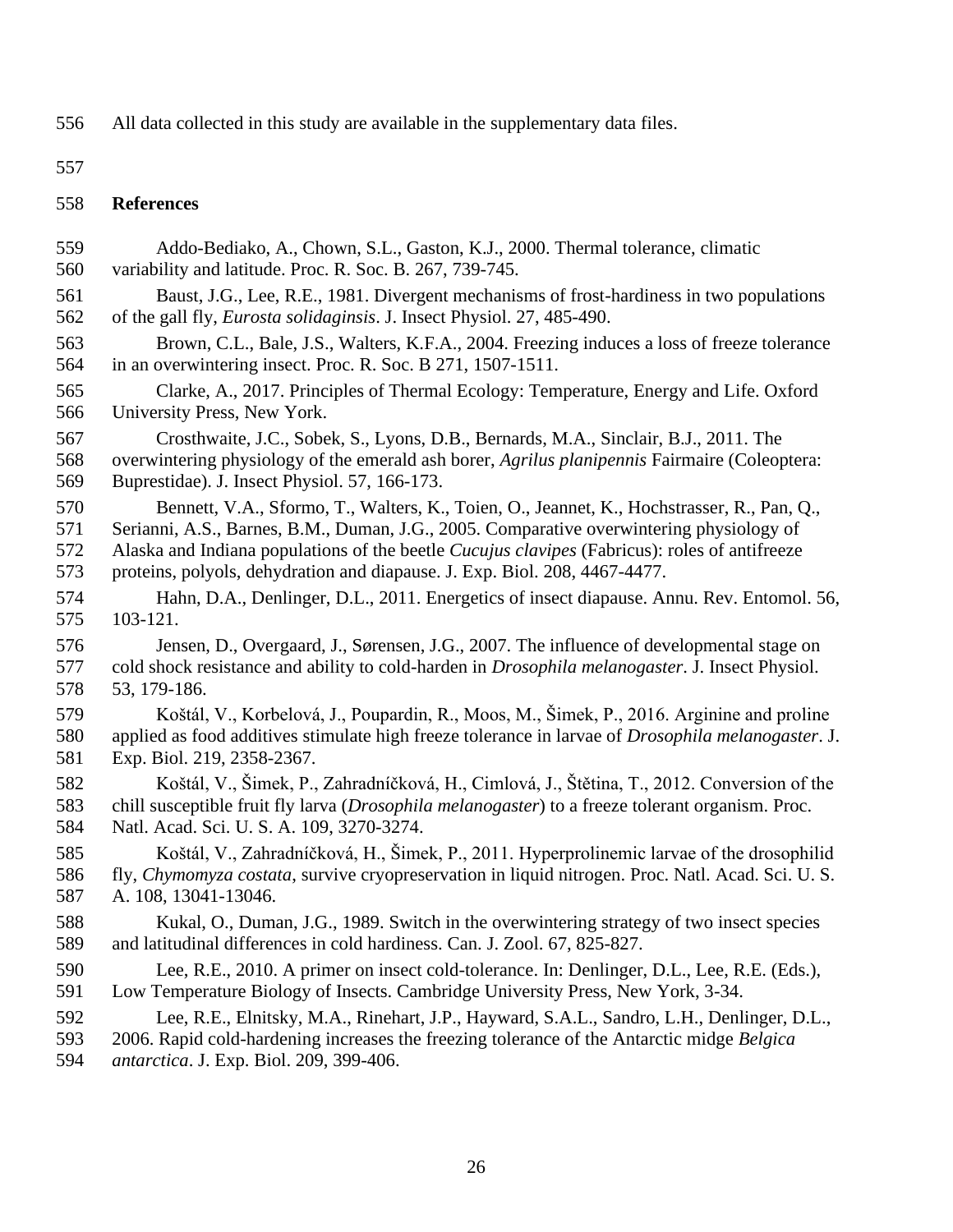All data collected in this study are available in the supplementary data files.

## References

Addo-Bediako, A., Chown, S.L., Gaston, K.J., 2000. Thermal tolerance, climatic variability and latitude. Proc. R. Soc. B. 267, 739-745.

Baust, J.G., Lee, R.E., 1981. Divergent mechanisms of frost-hardiness in two populations of the gall fly, *Eurosta solidaginsis*. J. Insect Physiol. 27, 485-490.

Brown, C.L., Bale, J.S., Walters, K.F.A., 2004. Freezing induces a loss of freeze tolerance in an overwintering insect. Proc. R. Soc. B 271, 1507-1511.

Clarke, A., 2017. Principles of Thermal Ecology: Temperature, Energy and Life. Oxford University Press, New York.

Crosthwaite, J.C., Sobek, S., Lyons, D.B., Bernards, M.A., Sinclair, B.J., 2011. The overwintering physiology of the emerald ash borer, *Agrilus planipennis* Fairmaire (Coleoptera: Buprestidae). J. Insect Physiol. 57, 166-173.

Bennett, V.A., Sformo, T., Walters, K., Toien, O., Jeannet, K., Hochstrasser, R., Pan, Q., Serianni, A.S., Barnes, B.M., Duman, J.G., 2005. Comparative overwintering physiology of Alaska and Indiana populations of the beetle *Cucujus clavipes* (Fabricus): roles of antifreeze proteins, polyols, dehydration and diapause. J. Exp. Biol. 208, 4467-4477.

Hahn, D.A., Denlinger, D.L., 2011. Energetics of insect diapause. Annu. Rev. Entomol. 56, 103-121.

Jensen, D., Overgaard, J., Sørensen, J.G., 2007. The influence of developmental stage on cold shock resistance and ability to cold-harden in *Drosophila melanogaster*. J. Insect Physiol. 53, 179-186.

Koštál, V., Korbelová, J., Poupardin, R., Moos, M., Šimek, P., 2016. Arginine and proline applied as food additives stimulate high freeze tolerance in larvae of *Drosophila melanogaster*. J. Exp. Biol. 219, 2358-2367.

Koštál, V., Šimek, P., Zahradníčková, H., Cimlová, J., Štětina, T., 2012. Conversion of the chill susceptible fruit fly larva (*Drosophila melanogaster*) to a freeze tolerant organism. Proc. Natl. Acad. Sci. U. S. A. 109, 3270-3274.

Koštál, V., Zahradníčková, H., Šimek, P., 2011. Hyperprolinemic larvae of the drosophilid fly, *Chymomyza costata*, survive cryopreservation in liquid nitrogen. Proc. Natl. Acad. Sci. U. S. A. 108, 13041-13046.

Kukal, O., Duman, J.G., 1989. Switch in the overwintering strategy of two insect species and latitudinal differences in cold hardiness. Can. J. Zool. 67, 825-827.

Lee, R.E., 2010. A primer on insect cold-tolerance. In: Denlinger, D.L., Lee, R.E. (Eds.), Low Temperature Biology of Insects. Cambridge University Press, New York, 3-34.

Lee, R.E., Elnitsky, M.A., Rinehart, J.P., Hayward, S.A.L., Sandro, L.H., Denlinger, D.L., 2006. Rapid cold-hardening increases the freezing tolerance of the Antarctic midge *Belgica antarctica*. J. Exp. Biol. 209, 399-406.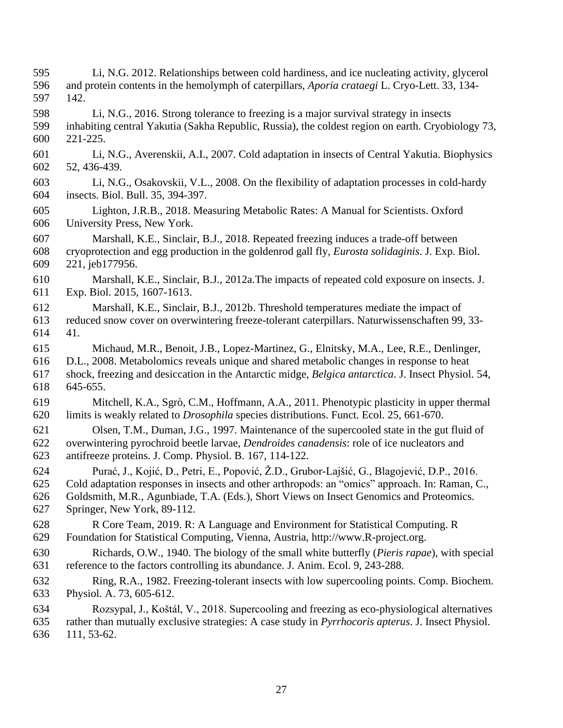Li, N.G. 2012. Relationships between cold hardiness, and ice nucleating activity, glycerol and protein contents in the hemolymph of caterpillars, *Aporia crataegi* L. Cryo-Lett. 33, 134-142.

Li, N.G., 2016. Strong tolerance to freezing is a major survival strategy in insects inhabiting central Yakutia (Sakha Republic, Russia), the coldest region on earth. Cryobiology 73, 221-225.

Li, N.G., Averenskii, A.I., 2007. Cold adaptation in insects of Central Yakutia. Biophysics 52, 436-439.

Li, N.G., Osakovskii, V.L., 2008. On the flexibility of adaptation processes in cold-hardy insects. Biol. Bull. 35, 394-397.

Lighton, J.R.B., 2018. Measuring Metabolic Rates: A Manual for Scientists. Oxford University Press, New York.

Marshall, K.E., Sinclair, B.J., 2018. Repeated freezing induces a trade-off between cryoprotection and egg production in the goldenrod gall fly, *Eurosta solidaginis*. J. Exp. Biol. 221, jeb177956.

Marshall, K.E., Sinclair, B.J., 2012a.The impacts of repeated cold exposure on insects. J. Exp. Biol. 2015, 1607-1613.

Marshall, K.E., Sinclair, B.J., 2012b. Threshold temperatures mediate the impact of reduced snow cover on overwintering freeze-tolerant caterpillars. Naturwissenschaften 99, 33-41.

Michaud, M.R., Benoit, J.B., Lopez-Martinez, G., Elnitsky, M.A., Lee, R.E., Denlinger, D.L., 2008. Metabolomics reveals unique and shared metabolic changes in response to heat shock, freezing and desiccation in the Antarctic midge, *Belgica antarctica*. J. Insect Physiol. 54, 645-655.

Mitchell, K.A., Sgrò, C.M., Hoffmann, A.A., 2011. Phenotypic plasticity in upper thermal limits is weakly related to *Drosophila* species distributions. Funct. Ecol. 25, 661-670.

Olsen, T.M., Duman, J.G., 1997. Maintenance of the supercooled state in the gut fluid of overwintering pyrochroid beetle larvae, *Dendroides canadensis*: role of ice nucleators and antifreeze proteins. J. Comp. Physiol. B. 167, 114-122.

Purać, J., Kojić, D., Petri, E., Popović, Ž.D., Grubor-Lajšić, G., Blagojević, D.P., 2016. Cold adaptation responses in insects and other arthropods: an "omics" approach. In: Raman, C., Goldsmith, M.R., Agunbiade, T.A. (Eds.), Short Views on Insect Genomics and Proteomics. Springer, New York, 89-112.

R Core Team, 2019. R: A Language and Environment for Statistical Computing. R Foundation for Statistical Computing, Vienna, Austria, http://www.R-project.org.

Richards, O.W., 1940. The biology of the small white butterfly (*Pieris rapae*), with special reference to the factors controlling its abundance. J. Anim. Ecol. 9, 243-288.

Ring, R.A., 1982. Freezing-tolerant insects with low supercooling points. Comp. Biochem. Physiol. A. 73, 605-612.

Rozsypal, J., Košťál, V., 2018. Supercooling and freezing as eco-physiological alternatives rather than mutually exclusive strategies: A case study in *Pyrrhocoris apterus*. J. Insect Physiol. 111, 53-62.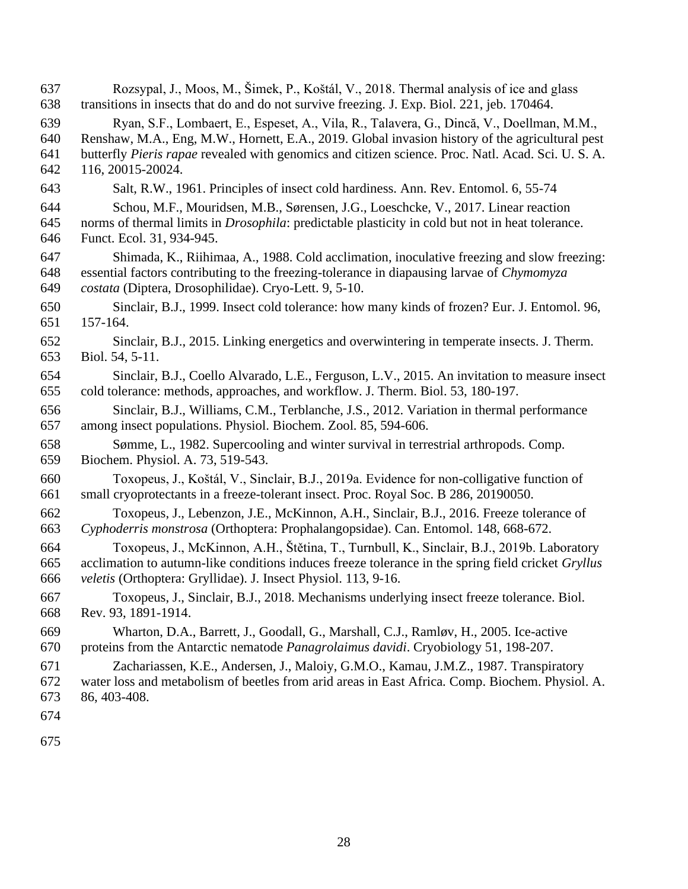Rozsypal, J., Moos, M., Šimek, P., Koštál, V., 2018. Thermal analysis of ice and glass transitions in insects that do and do not survive freezing. J. Exp. Biol. 221, jeb. 170464.

Ryan, S.F., Lombaert, E., Espeset, A., Vila, R., Talavera, G., Dincă, V., Doellman, M.M., Renshaw, M.A., Eng, M.W., Hornett, E.A., 2019. Global invasion history of the agricultural pest butterfly *Pieris rapae* revealed with genomics and citizen science. Proc. Natl. Acad. Sci. U. S. A. 116, 20015-20024.

Salt, R.W., 1961. Principles of insect cold hardiness. Ann. Rev. Entomol. 6, 55-74

Schou, M.F., Mouridsen, M.B., Sørensen, J.G., Loeschcke, V., 2017. Linear reaction norms of thermal limits in *Drosophila*: predictable plasticity in cold but not in heat tolerance. Funct. Ecol. 31, 934-945.

Shimada, K., Riihimaa, A., 1988. Cold acclimation, inoculative freezing and slow freezing: essential factors contributing to the freezing-tolerance in diapausing larvae of *Chymomyza costata* (Diptera, Drosophilidae). Cryo-Lett. 9, 5-10.

Sinclair, B.J., 1999. Insect cold tolerance: how many kinds of frozen? Eur. J. Entomol. 96, 157-164.

Sinclair, B.J., 2015. Linking energetics and overwintering in temperate insects. J. Therm. Biol. 54, 5-11.

Sinclair, B.J., Coello Alvarado, L.E., Ferguson, L.V., 2015. An invitation to measure insect cold tolerance: methods, approaches, and workflow. J. Therm. Biol. 53, 180-197.

Sinclair, B.J., Williams, C.M., Terblanche, J.S., 2012. Variation in thermal performance among insect populations. Physiol. Biochem. Zool. 85, 594-606.

Sømme, L., 1982. Supercooling and winter survival in terrestrial arthropods. Comp. Biochem. Physiol. A. 73, 519-543.

Toxopeus, J., Koštál, V., Sinclair, B.J., 2019a. Evidence for non-colligative function of small cryoprotectants in a freeze-tolerant insect. Proc. Royal Soc. B 286, 20190050.

Toxopeus, J., Lebenzon, J.E., McKinnon, A.H., Sinclair, B.J., 2016. Freeze tolerance of *Cyphoderris monstrosa* (Orthoptera: Prophalangopsidae). Can. Entomol. 148, 668-672.

Toxopeus, J., McKinnon, A.H., Štětina, T., Turnbull, K., Sinclair, B.J., 2019b. Laboratory acclimation to autumn-like conditions induces freeze tolerance in the spring field cricket *Gryllus veletis* (Orthoptera: Gryllidae). J. Insect Physiol. 113, 9-16.

Toxopeus, J., Sinclair, B.J., 2018. Mechanisms underlying insect freeze tolerance. Biol. Rev. 93, 1891-1914.

Wharton, D.A., Barrett, J., Goodall, G., Marshall, C.J., Ramløv, H., 2005. Ice-active proteins from the Antarctic nematode *Panagrolaimus davidi*. Cryobiology 51, 198-207.

Zachariassen, K.E., Andersen, J., Maloiy, G.M.O., Kamau, J.M.Z., 1987. Transpiratory water loss and metabolism of beetles from arid areas in East Africa. Comp. Biochem. Physiol. A. 86, 403-408.